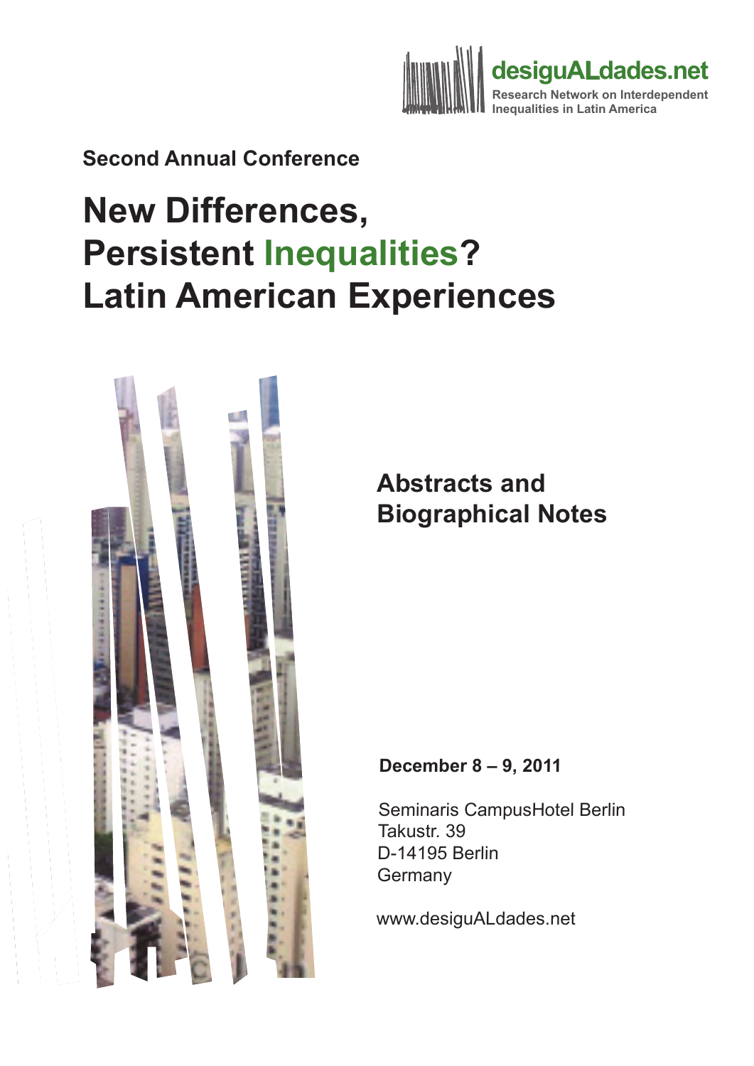desiguALdades.net
Research Network on Interdependent Inequalities in Latin America

**Second Annual Conference**

# New Differences, Persistent Inequalities? Latin American Experiences

## Abstracts and Biographical Notes

**December 8 – 9, 2011**

Seminaris CampusHotel Berlin
Takustr. 39
D-14195 Berlin
Germany

www.desiguALdades.net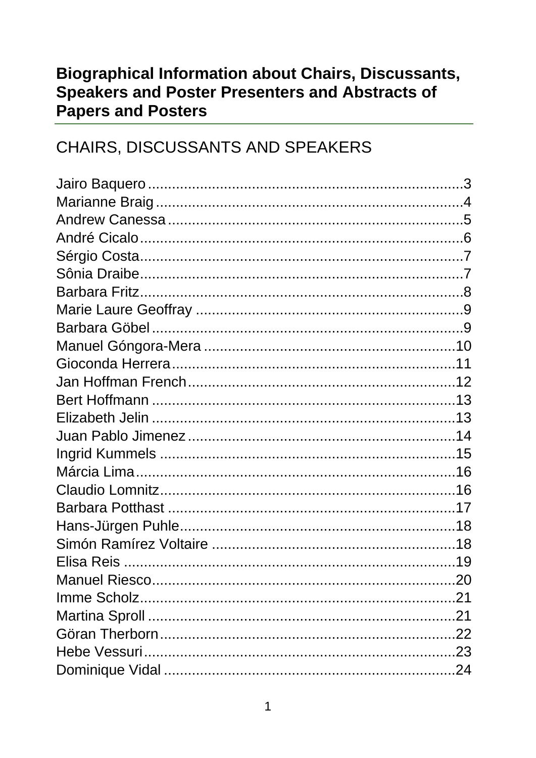# Biographical Information about Chairs, Discussants, Speakers and Poster Presenters and Abstracts of Papers and Posters

## CHAIRS, DISCUSSANTS AND SPEAKERS

Jairo Baquero ............................................................................3
Marianne Braig ............................................................................4
Andrew Canessa ............................................................................5
André Cicalo ............................................................................6
Sérgio Costa ............................................................................7
Sônia Draibe ............................................................................7
Barbara Fritz ............................................................................8
Marie Laure Geoffray ............................................................................9
Barbara Göbel ............................................................................9
Manuel Góngora-Mera ............................................................................10
Gioconda Herrera ............................................................................11
Jan Hoffman French ............................................................................12
Bert Hoffmann ............................................................................13
Elizabeth Jelin ............................................................................13
Juan Pablo Jimenez ............................................................................14
Ingrid Kummels ............................................................................15
Márcia Lima ............................................................................16
Claudio Lomnitz ............................................................................16
Barbara Potthast ............................................................................17
Hans-Jürgen Puhle ............................................................................18
Simón Ramírez Voltaire ............................................................................18
Elisa Reis ............................................................................19
Manuel Riesco ............................................................................20
Imme Scholz ............................................................................21
Martina Sproll ............................................................................21
Göran Therborn ............................................................................22
Hebe Vessuri ............................................................................23
Dominique Vidal ............................................................................24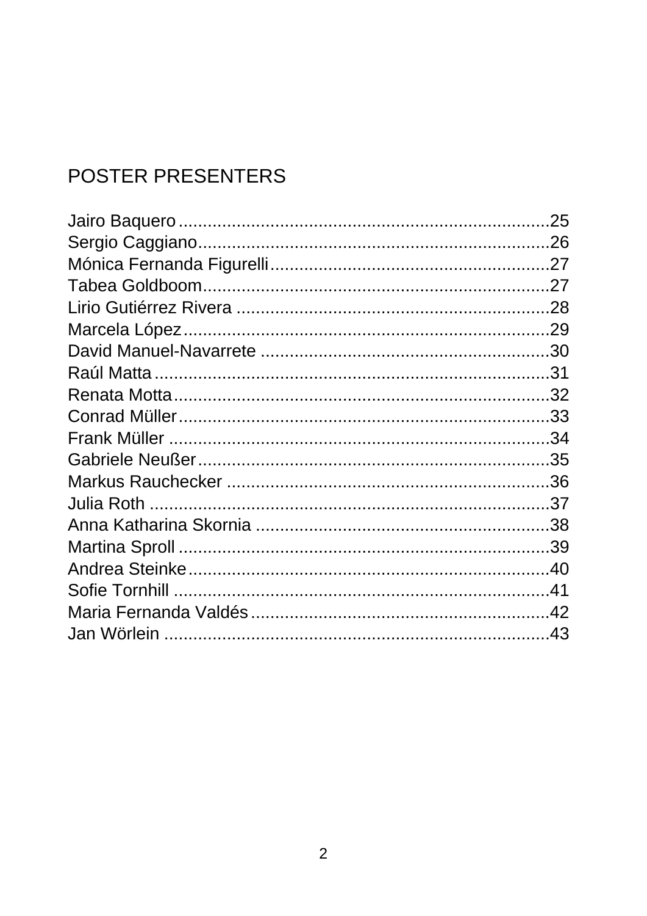## POSTER PRESENTERS

Jairo Baquero ............................................................................25
Sergio Caggiano.........................................................................26
Mónica Fernanda Figurelli..........................................................27
Tabea Goldboom........................................................................27
Lirio Gutiérrez Rivera .................................................................28
Marcela López............................................................................29
David Manuel-Navarrete ............................................................30
Raúl Matta..................................................................................31
Renata Motta..............................................................................32
Conrad Müller.............................................................................33
Frank Müller ...............................................................................34
Gabriele Neußer.........................................................................35
Markus Rauchecker ...................................................................36
Julia Roth ...................................................................................37
Anna Katharina Skornia .............................................................38
Martina Sproll .............................................................................39
Andrea Steinke...........................................................................40
Sofie Tornhill ..............................................................................41
Maria Fernanda Valdés..............................................................42
Jan Wörlein ................................................................................43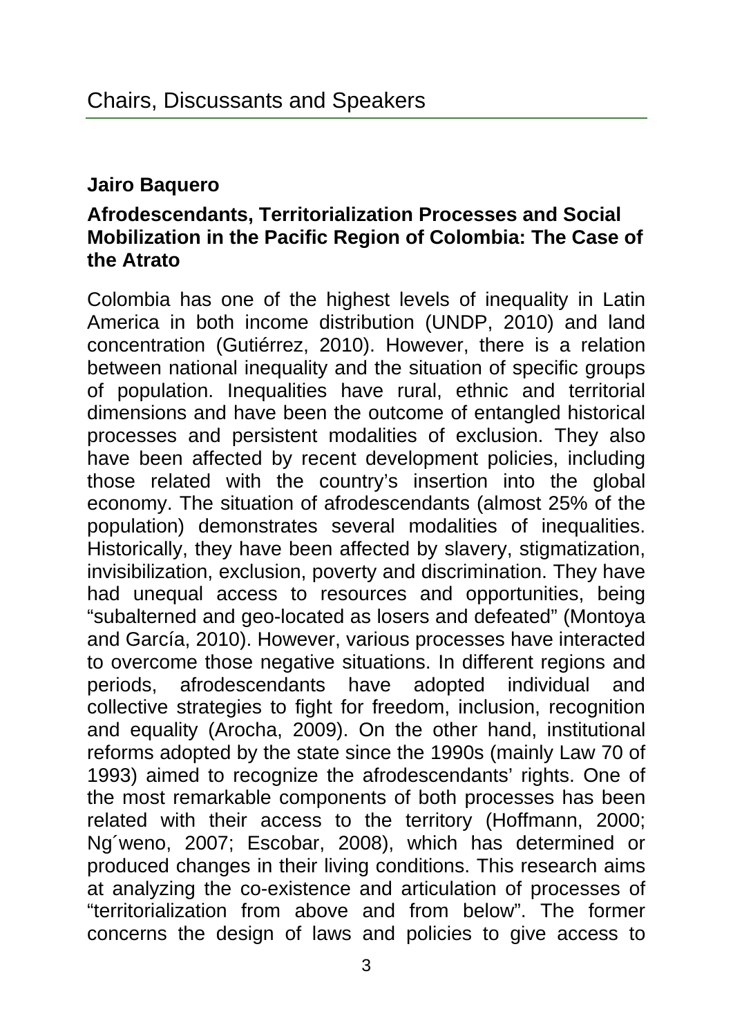## Jairo Baquero

### Afrodescendants, Territorialization Processes and Social Mobilization in the Pacific Region of Colombia: The Case of the Atrato

Colombia has one of the highest levels of inequality in Latin America in both income distribution (UNDP, 2010) and land concentration (Gutiérrez, 2010). However, there is a relation between national inequality and the situation of specific groups of population. Inequalities have rural, ethnic and territorial dimensions and have been the outcome of entangled historical processes and persistent modalities of exclusion. They also have been affected by recent development policies, including those related with the country's insertion into the global economy. The situation of afrodescendants (almost 25% of the population) demonstrates several modalities of inequalities. Historically, they have been affected by slavery, stigmatization, invisibilization, exclusion, poverty and discrimination. They have had unequal access to resources and opportunities, being "subalterned and geo-located as losers and defeated" (Montoya and García, 2010). However, various processes have interacted to overcome those negative situations. In different regions and periods, afrodescendants have adopted individual and collective strategies to fight for freedom, inclusion, recognition and equality (Arocha, 2009). On the other hand, institutional reforms adopted by the state since the 1990s (mainly Law 70 of 1993) aimed to recognize the afrodescendants' rights. One of the most remarkable components of both processes has been related with their access to the territory (Hoffmann, 2000; Ng´weno, 2007; Escobar, 2008), which has determined or produced changes in their living conditions. This research aims at analyzing the co-existence and articulation of processes of "territorialization from above and from below". The former concerns the design of laws and policies to give access to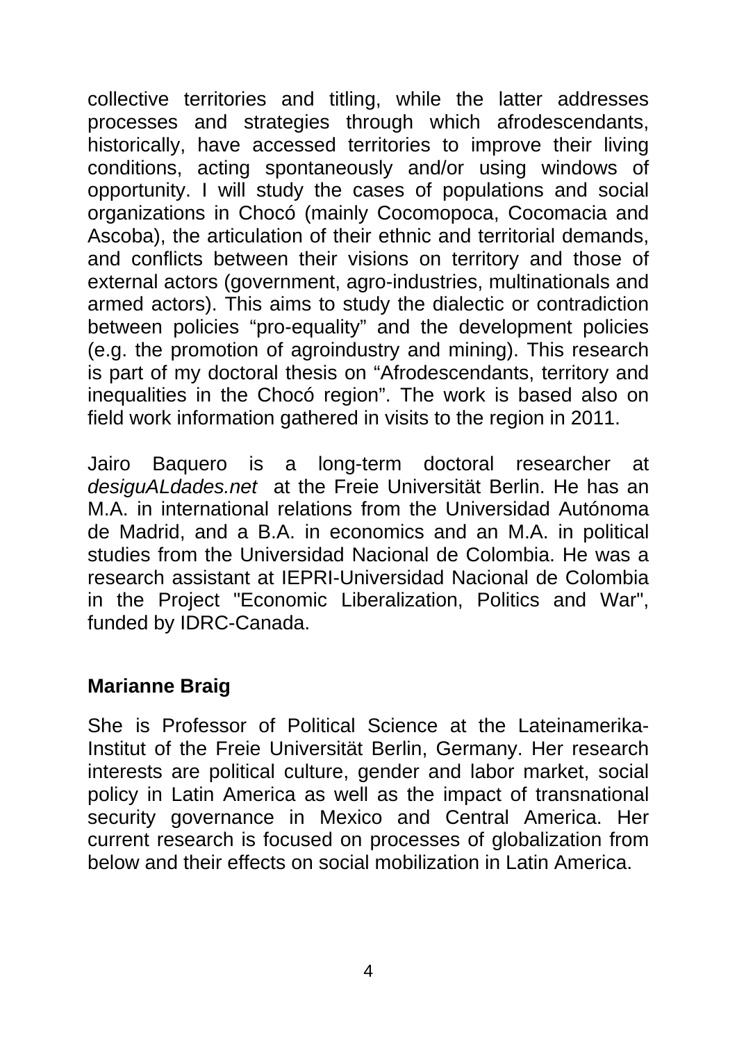collective territories and titling, while the latter addresses processes and strategies through which afrodescendants, historically, have accessed territories to improve their living conditions, acting spontaneously and/or using windows of opportunity. I will study the cases of populations and social organizations in Chocó (mainly Cocomopoca, Cocomacia and Ascoba), the articulation of their ethnic and territorial demands, and conflicts between their visions on territory and those of external actors (government, agro-industries, multinationals and armed actors). This aims to study the dialectic or contradiction between policies "pro-equality" and the development policies (e.g. the promotion of agroindustry and mining). This research is part of my doctoral thesis on "Afrodescendants, territory and inequalities in the Chocó region". The work is based also on field work information gathered in visits to the region in 2011.

Jairo Baquero is a long-term doctoral researcher at *desiguALdades.net* at the Freie Universität Berlin. He has an M.A. in international relations from the Universidad Autónoma de Madrid, and a B.A. in economics and an M.A. in political studies from the Universidad Nacional de Colombia. He was a research assistant at IEPRI-Universidad Nacional de Colombia in the Project "Economic Liberalization, Politics and War", funded by IDRC-Canada.

**Marianne Braig**

She is Professor of Political Science at the Lateinamerika-Institut of the Freie Universität Berlin, Germany. Her research interests are political culture, gender and labor market, social policy in Latin America as well as the impact of transnational security governance in Mexico and Central America. Her current research is focused on processes of globalization from below and their effects on social mobilization in Latin America.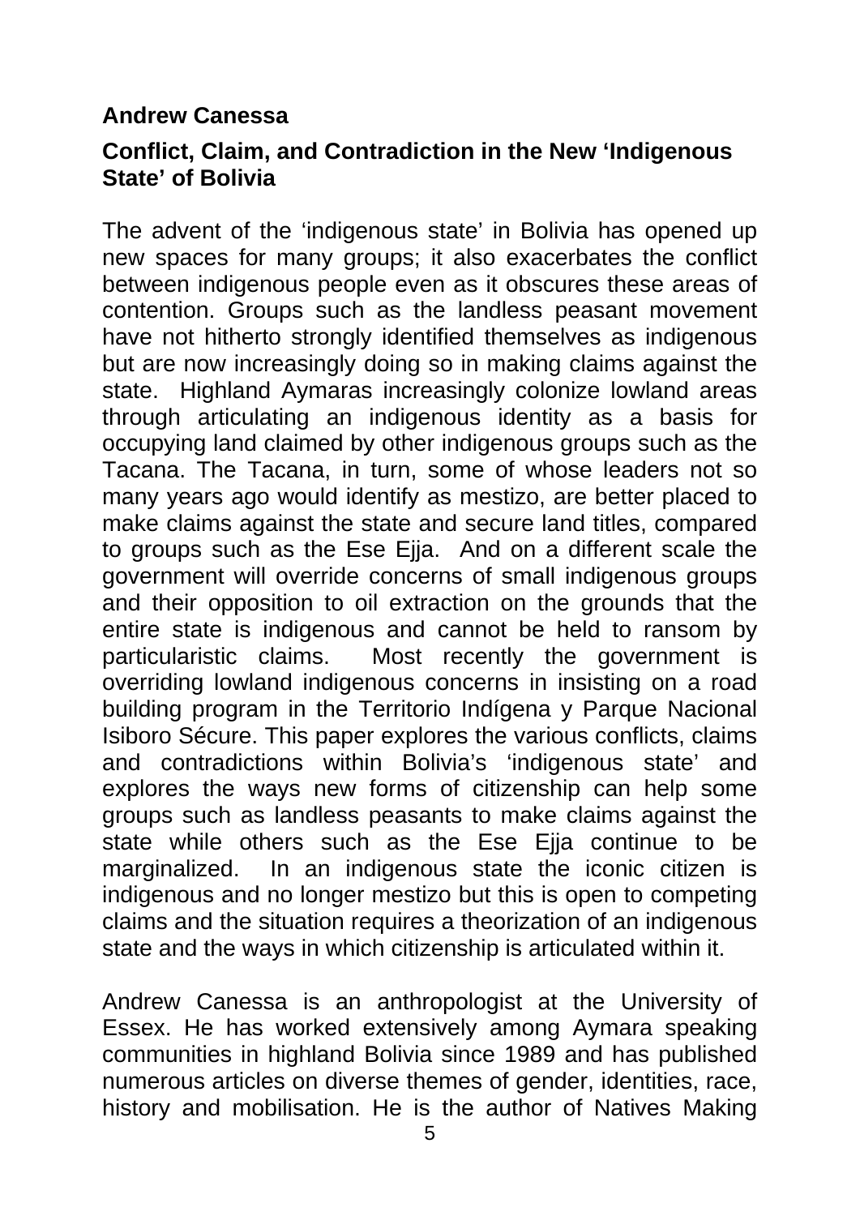**Andrew Canessa**

**Conflict, Claim, and Contradiction in the New 'Indigenous State' of Bolivia**

The advent of the 'indigenous state' in Bolivia has opened up new spaces for many groups; it also exacerbates the conflict between indigenous people even as it obscures these areas of contention. Groups such as the landless peasant movement have not hitherto strongly identified themselves as indigenous but are now increasingly doing so in making claims against the state. Highland Aymaras increasingly colonize lowland areas through articulating an indigenous identity as a basis for occupying land claimed by other indigenous groups such as the Tacana. The Tacana, in turn, some of whose leaders not so many years ago would identify as mestizo, are better placed to make claims against the state and secure land titles, compared to groups such as the Ese Ejja. And on a different scale the government will override concerns of small indigenous groups and their opposition to oil extraction on the grounds that the entire state is indigenous and cannot be held to ransom by particularistic claims. Most recently the government is overriding lowland indigenous concerns in insisting on a road building program in the Territorio Indígena y Parque Nacional Isiboro Sécure. This paper explores the various conflicts, claims and contradictions within Bolivia's 'indigenous state' and explores the ways new forms of citizenship can help some groups such as landless peasants to make claims against the state while others such as the Ese Ejja continue to be marginalized. In an indigenous state the iconic citizen is indigenous and no longer mestizo but this is open to competing claims and the situation requires a theorization of an indigenous state and the ways in which citizenship is articulated within it.

Andrew Canessa is an anthropologist at the University of Essex. He has worked extensively among Aymara speaking communities in highland Bolivia since 1989 and has published numerous articles on diverse themes of gender, identities, race, history and mobilisation. He is the author of Natives Making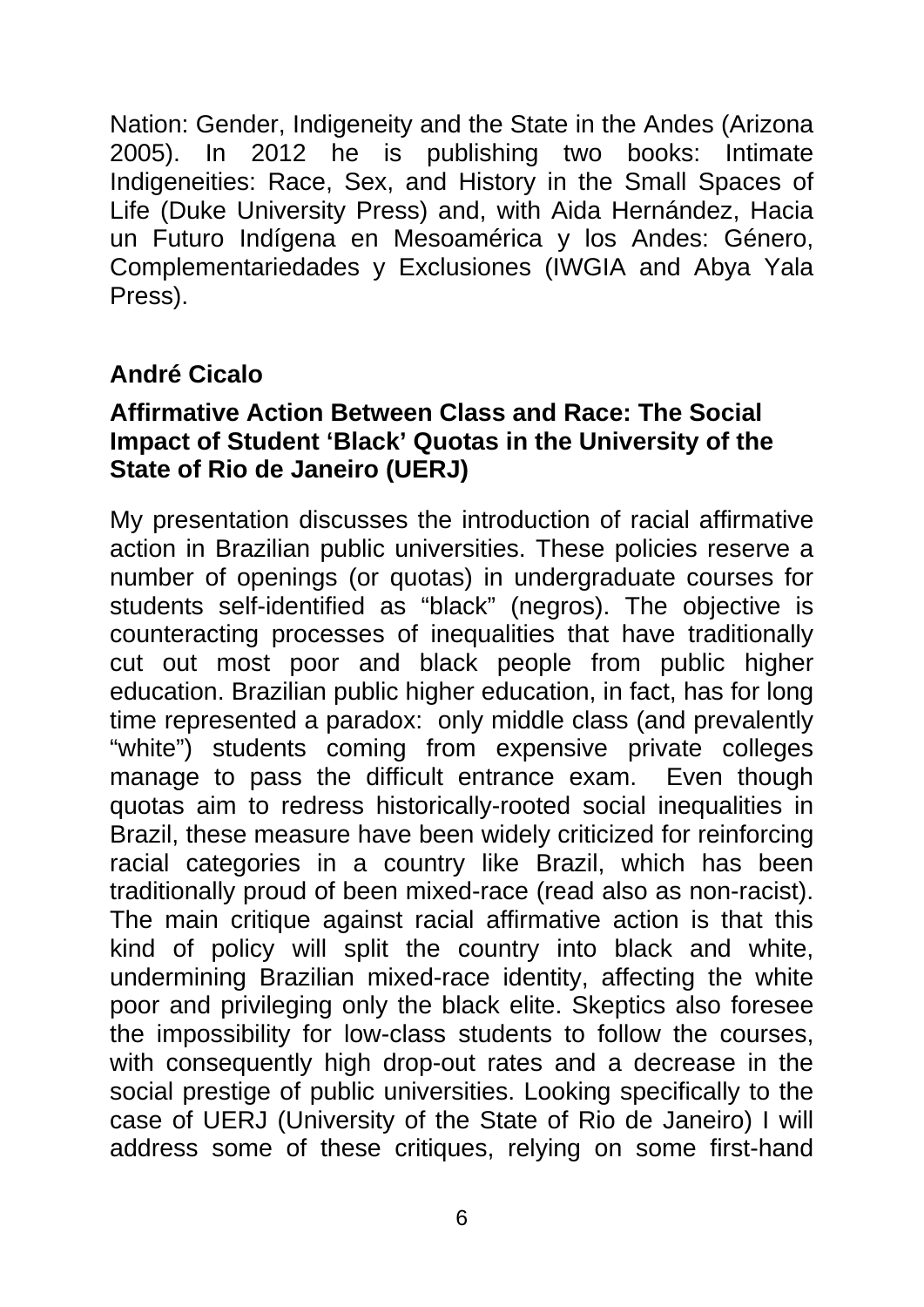Nation: Gender, Indigeneity and the State in the Andes (Arizona 2005). In 2012 he is publishing two books: Intimate Indigeneities: Race, Sex, and History in the Small Spaces of Life (Duke University Press) and, with Aida Hernández, Hacia un Futuro Indígena en Mesoamérica y los Andes: Género, Complementariedades y Exclusiones (IWGIA and Abya Yala Press).

**André Cicalo**

**Affirmative Action Between Class and Race: The Social Impact of Student 'Black' Quotas in the University of the State of Rio de Janeiro (UERJ)**

My presentation discusses the introduction of racial affirmative action in Brazilian public universities. These policies reserve a number of openings (or quotas) in undergraduate courses for students self-identified as "black" (negros). The objective is counteracting processes of inequalities that have traditionally cut out most poor and black people from public higher education. Brazilian public higher education, in fact, has for long time represented a paradox: only middle class (and prevalently "white") students coming from expensive private colleges manage to pass the difficult entrance exam. Even though quotas aim to redress historically-rooted social inequalities in Brazil, these measure have been widely criticized for reinforcing racial categories in a country like Brazil, which has been traditionally proud of been mixed-race (read also as non-racist). The main critique against racial affirmative action is that this kind of policy will split the country into black and white, undermining Brazilian mixed-race identity, affecting the white poor and privileging only the black elite. Skeptics also foresee the impossibility for low-class students to follow the courses, with consequently high drop-out rates and a decrease in the social prestige of public universities. Looking specifically to the case of UERJ (University of the State of Rio de Janeiro) I will address some of these critiques, relying on some first-hand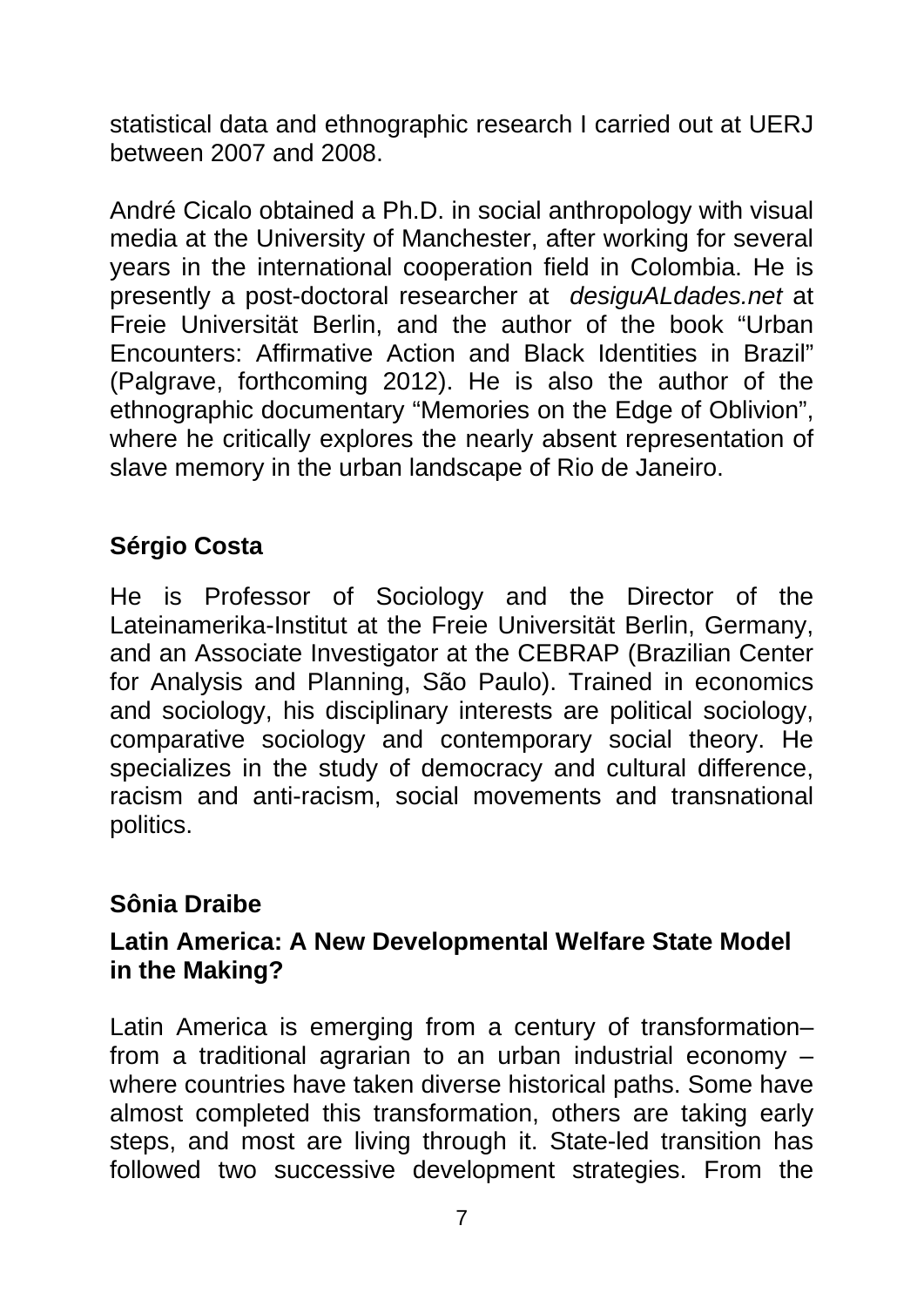statistical data and ethnographic research I carried out at UERJ between 2007 and 2008.

André Cicalo obtained a Ph.D. in social anthropology with visual media at the University of Manchester, after working for several years in the international cooperation field in Colombia. He is presently a post-doctoral researcher at *desiguALdades.net* at Freie Universität Berlin, and the author of the book "Urban Encounters: Affirmative Action and Black Identities in Brazil" (Palgrave, forthcoming 2012). He is also the author of the ethnographic documentary "Memories on the Edge of Oblivion", where he critically explores the nearly absent representation of slave memory in the urban landscape of Rio de Janeiro.

### Sérgio Costa

He is Professor of Sociology and the Director of the Lateinamerika-Institut at the Freie Universität Berlin, Germany, and an Associate Investigator at the CEBRAP (Brazilian Center for Analysis and Planning, São Paulo). Trained in economics and sociology, his disciplinary interests are political sociology, comparative sociology and contemporary social theory. He specializes in the study of democracy and cultural difference, racism and anti-racism, social movements and transnational politics.

### Sônia Draibe

### Latin America: A New Developmental Welfare State Model in the Making?

Latin America is emerging from a century of transformation– from a traditional agrarian to an urban industrial economy – where countries have taken diverse historical paths. Some have almost completed this transformation, others are taking early steps, and most are living through it. State-led transition has followed two successive development strategies. From the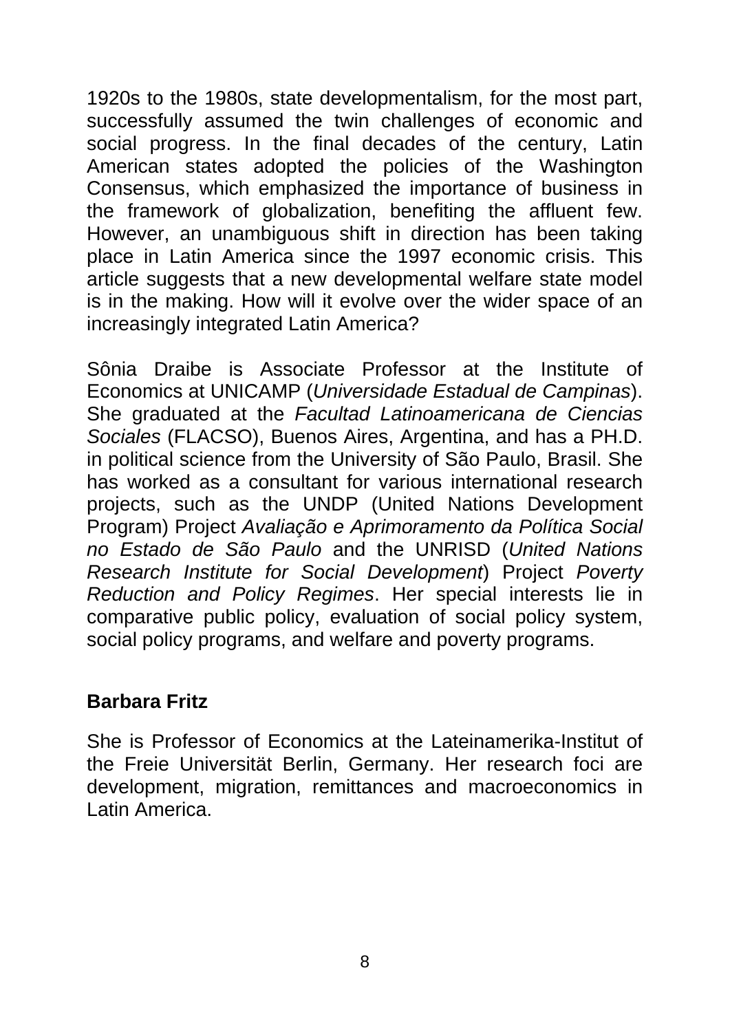1920s to the 1980s, state developmentalism, for the most part, successfully assumed the twin challenges of economic and social progress. In the final decades of the century, Latin American states adopted the policies of the Washington Consensus, which emphasized the importance of business in the framework of globalization, benefiting the affluent few. However, an unambiguous shift in direction has been taking place in Latin America since the 1997 economic crisis. This article suggests that a new developmental welfare state model is in the making. How will it evolve over the wider space of an increasingly integrated Latin America?

Sônia Draibe is Associate Professor at the Institute of Economics at UNICAMP (*Universidade Estadual de Campinas*). She graduated at the *Facultad Latinoamericana de Ciencias Sociales* (FLACSO), Buenos Aires, Argentina, and has a PH.D. in political science from the University of São Paulo, Brasil. She has worked as a consultant for various international research projects, such as the UNDP (United Nations Development Program) Project *Avaliação e Aprimoramento da Política Social no Estado de São Paulo* and the UNRISD (*United Nations Research Institute for Social Development*) Project *Poverty Reduction and Policy Regimes*. Her special interests lie in comparative public policy, evaluation of social policy system, social policy programs, and welfare and poverty programs.

**Barbara Fritz**

She is Professor of Economics at the Lateinamerika-Institut of the Freie Universität Berlin, Germany. Her research foci are development, migration, remittances and macroeconomics in Latin America.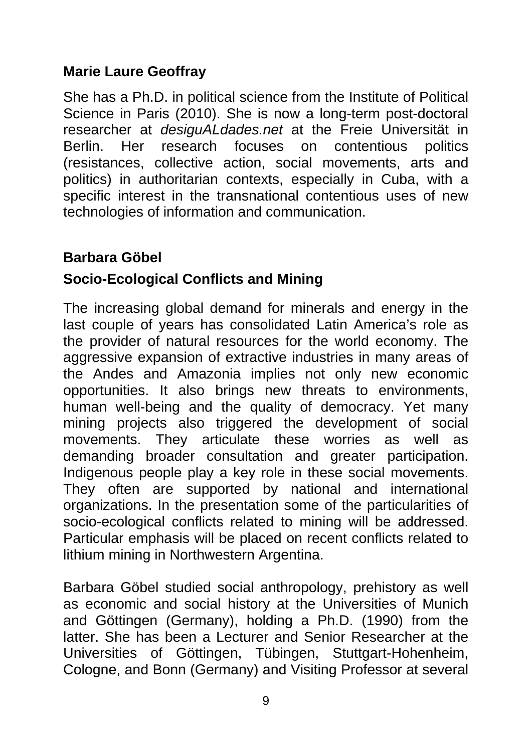### Marie Laure Geoffray

She has a Ph.D. in political science from the Institute of Political Science in Paris (2010). She is now a long-term post-doctoral researcher at *desiguALdades.net* at the Freie Universität in Berlin. Her research focuses on contentious politics (resistances, collective action, social movements, arts and politics) in authoritarian contexts, especially in Cuba, with a specific interest in the transnational contentious uses of new technologies of information and communication.

### Barbara Göbel

### Socio-Ecological Conflicts and Mining

The increasing global demand for minerals and energy in the last couple of years has consolidated Latin America's role as the provider of natural resources for the world economy. The aggressive expansion of extractive industries in many areas of the Andes and Amazonia implies not only new economic opportunities. It also brings new threats to environments, human well-being and the quality of democracy. Yet many mining projects also triggered the development of social movements. They articulate these worries as well as demanding broader consultation and greater participation. Indigenous people play a key role in these social movements. They often are supported by national and international organizations. In the presentation some of the particularities of socio-ecological conflicts related to mining will be addressed. Particular emphasis will be placed on recent conflicts related to lithium mining in Northwestern Argentina.

Barbara Göbel studied social anthropology, prehistory as well as economic and social history at the Universities of Munich and Göttingen (Germany), holding a Ph.D. (1990) from the latter. She has been a Lecturer and Senior Researcher at the Universities of Göttingen, Tübingen, Stuttgart-Hohenheim, Cologne, and Bonn (Germany) and Visiting Professor at several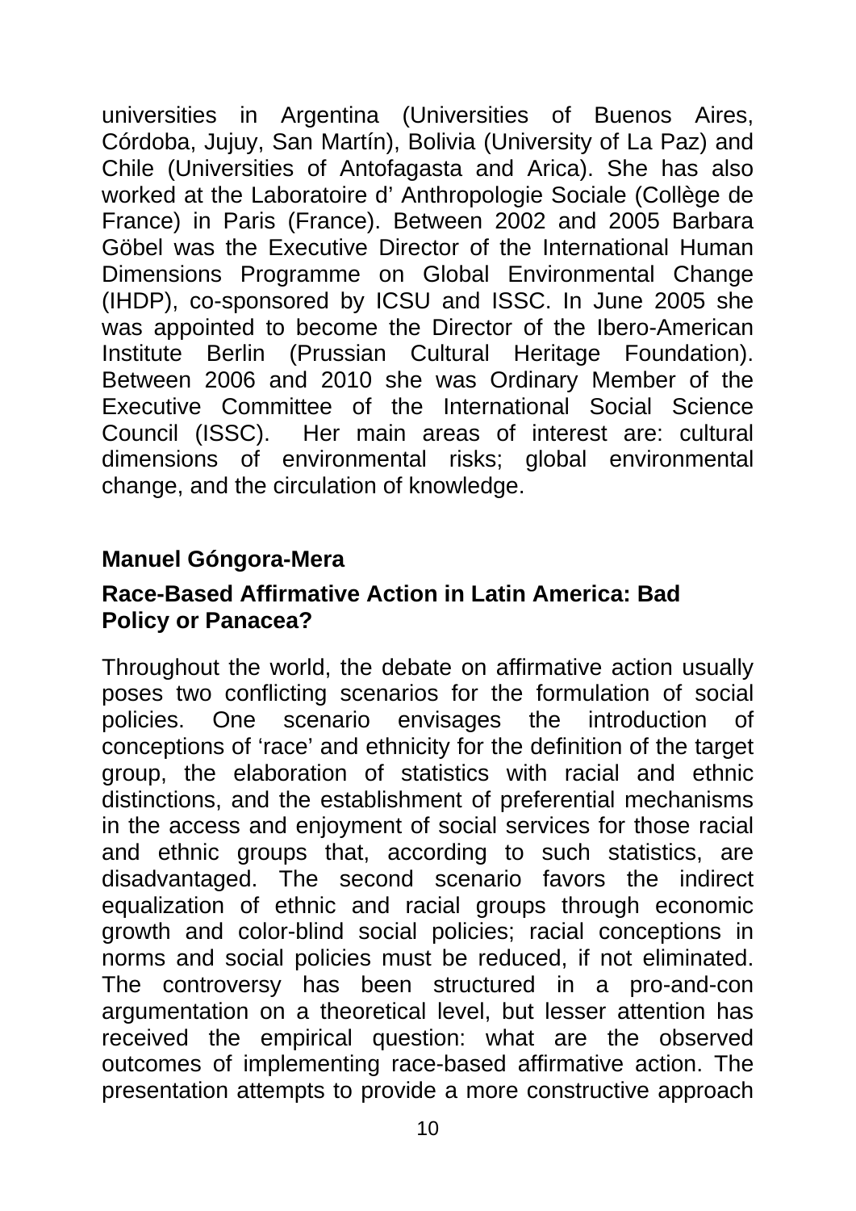universities in Argentina (Universities of Buenos Aires, Córdoba, Jujuy, San Martín), Bolivia (University of La Paz) and Chile (Universities of Antofagasta and Arica). She has also worked at the Laboratoire d' Anthropologie Sociale (Collège de France) in Paris (France). Between 2002 and 2005 Barbara Göbel was the Executive Director of the International Human Dimensions Programme on Global Environmental Change (IHDP), co-sponsored by ICSU and ISSC. In June 2005 she was appointed to become the Director of the Ibero-American Institute Berlin (Prussian Cultural Heritage Foundation). Between 2006 and 2010 she was Ordinary Member of the Executive Committee of the International Social Science Council (ISSC). Her main areas of interest are: cultural dimensions of environmental risks; global environmental change, and the circulation of knowledge.

**Manuel Góngora-Mera**

**Race-Based Affirmative Action in Latin America: Bad Policy or Panacea?**

Throughout the world, the debate on affirmative action usually poses two conflicting scenarios for the formulation of social policies. One scenario envisages the introduction of conceptions of 'race' and ethnicity for the definition of the target group, the elaboration of statistics with racial and ethnic distinctions, and the establishment of preferential mechanisms in the access and enjoyment of social services for those racial and ethnic groups that, according to such statistics, are disadvantaged. The second scenario favors the indirect equalization of ethnic and racial groups through economic growth and color-blind social policies; racial conceptions in norms and social policies must be reduced, if not eliminated. The controversy has been structured in a pro-and-con argumentation on a theoretical level, but lesser attention has received the empirical question: what are the observed outcomes of implementing race-based affirmative action. The presentation attempts to provide a more constructive approach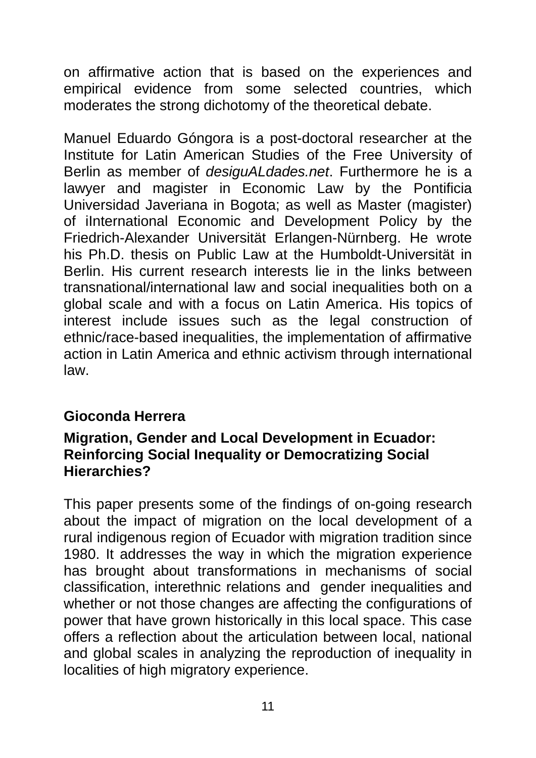on affirmative action that is based on the experiences and empirical evidence from some selected countries, which moderates the strong dichotomy of the theoretical debate.

Manuel Eduardo Góngora is a post-doctoral researcher at the Institute for Latin American Studies of the Free University of Berlin as member of *desiguALdades.net*. Furthermore he is a lawyer and magister in Economic Law by the Pontificia Universidad Javeriana in Bogota; as well as Master (magister) of iInternational Economic and Development Policy by the Friedrich-Alexander Universität Erlangen-Nürnberg. He wrote his Ph.D. thesis on Public Law at the Humboldt-Universität in Berlin. His current research interests lie in the links between transnational/international law and social inequalities both on a global scale and with a focus on Latin America. His topics of interest include issues such as the legal construction of ethnic/race-based inequalities, the implementation of affirmative action in Latin America and ethnic activism through international law.

**Gioconda Herrera**

**Migration, Gender and Local Development in Ecuador: Reinforcing Social Inequality or Democratizing Social Hierarchies?**

This paper presents some of the findings of on-going research about the impact of migration on the local development of a rural indigenous region of Ecuador with migration tradition since 1980. It addresses the way in which the migration experience has brought about transformations in mechanisms of social classification, interethnic relations and gender inequalities and whether or not those changes are affecting the configurations of power that have grown historically in this local space. This case offers a reflection about the articulation between local, national and global scales in analyzing the reproduction of inequality in localities of high migratory experience.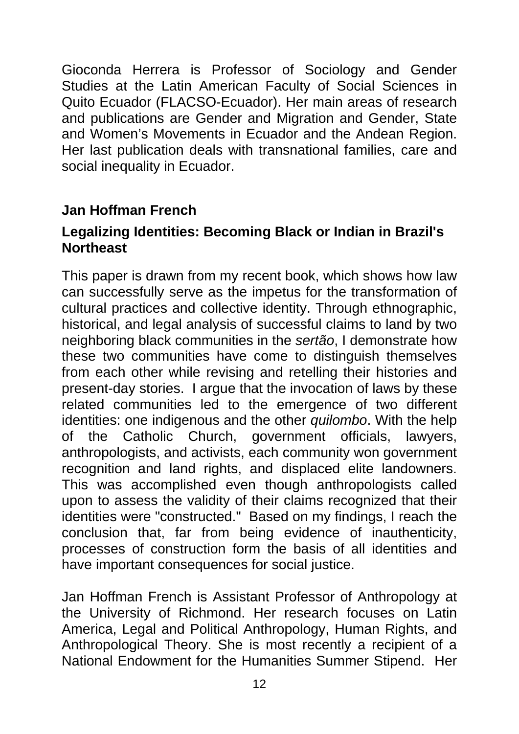Gioconda Herrera is Professor of Sociology and Gender Studies at the Latin American Faculty of Social Sciences in Quito Ecuador (FLACSO-Ecuador). Her main areas of research and publications are Gender and Migration and Gender, State and Women's Movements in Ecuador and the Andean Region. Her last publication deals with transnational families, care and social inequality in Ecuador.

**Jan Hoffman French**

**Legalizing Identities: Becoming Black or Indian in Brazil's Northeast**

This paper is drawn from my recent book, which shows how law can successfully serve as the impetus for the transformation of cultural practices and collective identity. Through ethnographic, historical, and legal analysis of successful claims to land by two neighboring black communities in the *sertão*, I demonstrate how these two communities have come to distinguish themselves from each other while revising and retelling their histories and present-day stories. I argue that the invocation of laws by these related communities led to the emergence of two different identities: one indigenous and the other *quilombo*. With the help of the Catholic Church, government officials, lawyers, anthropologists, and activists, each community won government recognition and land rights, and displaced elite landowners. This was accomplished even though anthropologists called upon to assess the validity of their claims recognized that their identities were "constructed." Based on my findings, I reach the conclusion that, far from being evidence of inauthenticity, processes of construction form the basis of all identities and have important consequences for social justice.

Jan Hoffman French is Assistant Professor of Anthropology at the University of Richmond. Her research focuses on Latin America, Legal and Political Anthropology, Human Rights, and Anthropological Theory. She is most recently a recipient of a National Endowment for the Humanities Summer Stipend. Her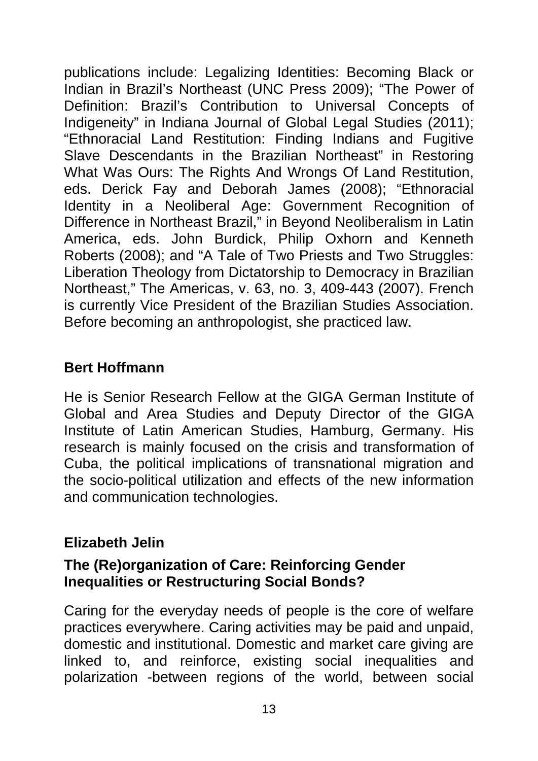publications include: Legalizing Identities: Becoming Black or Indian in Brazil's Northeast (UNC Press 2009); "The Power of Definition: Brazil's Contribution to Universal Concepts of Indigeneity" in Indiana Journal of Global Legal Studies (2011); "Ethnoracial Land Restitution: Finding Indians and Fugitive Slave Descendants in the Brazilian Northeast" in Restoring What Was Ours: The Rights And Wrongs Of Land Restitution, eds. Derick Fay and Deborah James (2008); "Ethnoracial Identity in a Neoliberal Age: Government Recognition of Difference in Northeast Brazil," in Beyond Neoliberalism in Latin America, eds. John Burdick, Philip Oxhorn and Kenneth Roberts (2008); and "A Tale of Two Priests and Two Struggles: Liberation Theology from Dictatorship to Democracy in Brazilian Northeast," The Americas, v. 63, no. 3, 409-443 (2007). French is currently Vice President of the Brazilian Studies Association. Before becoming an anthropologist, she practiced law.

**Bert Hoffmann**

He is Senior Research Fellow at the GIGA German Institute of Global and Area Studies and Deputy Director of the GIGA Institute of Latin American Studies, Hamburg, Germany. His research is mainly focused on the crisis and transformation of Cuba, the political implications of transnational migration and the socio-political utilization and effects of the new information and communication technologies.

**Elizabeth Jelin**

**The (Re)organization of Care: Reinforcing Gender Inequalities or Restructuring Social Bonds?**

Caring for the everyday needs of people is the core of welfare practices everywhere. Caring activities may be paid and unpaid, domestic and institutional. Domestic and market care giving are linked to, and reinforce, existing social inequalities and polarization -between regions of the world, between social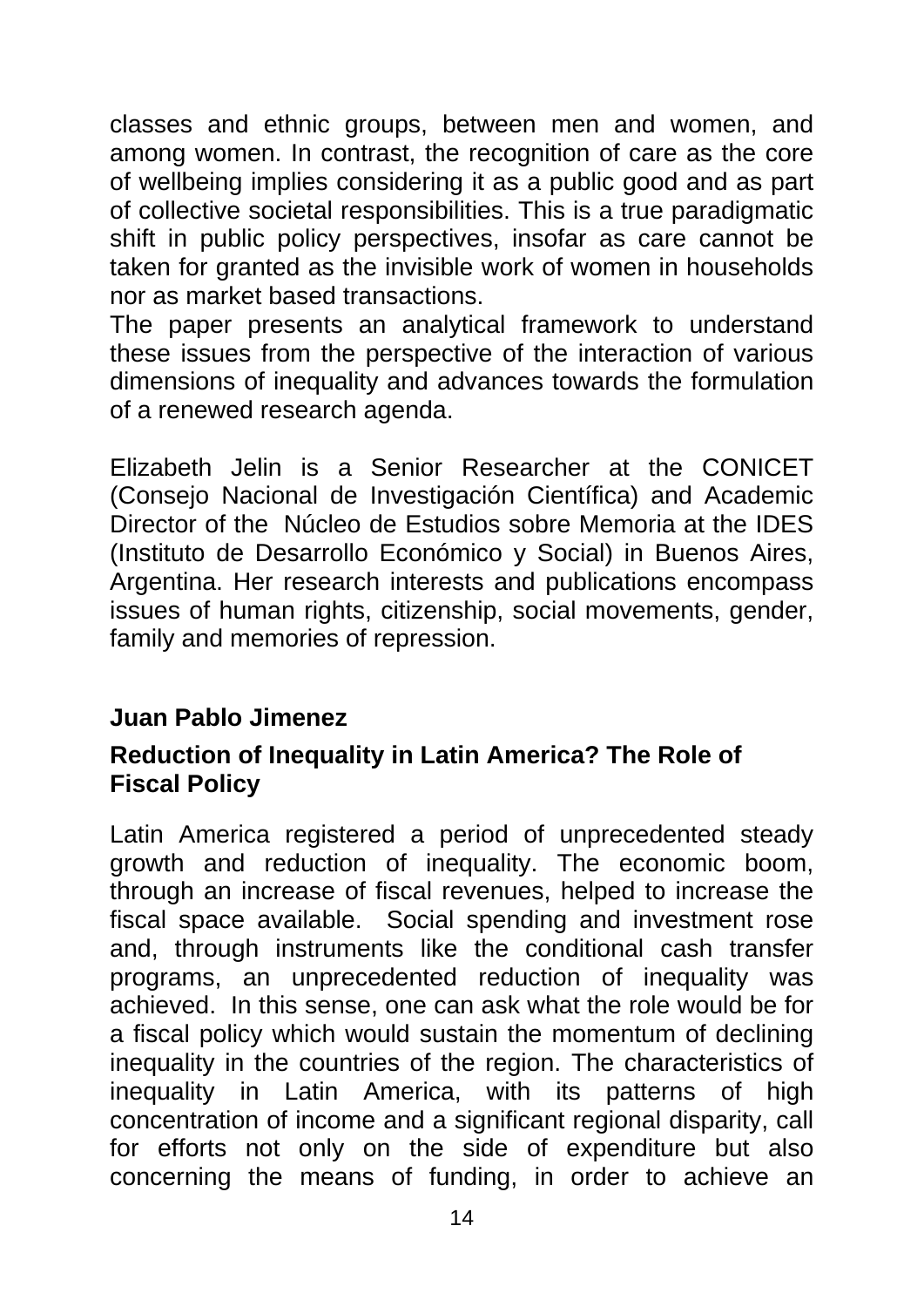classes and ethnic groups, between men and women, and among women. In contrast, the recognition of care as the core of wellbeing implies considering it as a public good and as part of collective societal responsibilities. This is a true paradigmatic shift in public policy perspectives, insofar as care cannot be taken for granted as the invisible work of women in households nor as market based transactions.
The paper presents an analytical framework to understand these issues from the perspective of the interaction of various dimensions of inequality and advances towards the formulation of a renewed research agenda.

Elizabeth Jelin is a Senior Researcher at the CONICET (Consejo Nacional de Investigación Científica) and Academic Director of the Núcleo de Estudios sobre Memoria at the IDES (Instituto de Desarrollo Económico y Social) in Buenos Aires, Argentina. Her research interests and publications encompass issues of human rights, citizenship, social movements, gender, family and memories of repression.

**Juan Pablo Jimenez**

**Reduction of Inequality in Latin America? The Role of Fiscal Policy**

Latin America registered a period of unprecedented steady growth and reduction of inequality. The economic boom, through an increase of fiscal revenues, helped to increase the fiscal space available. Social spending and investment rose and, through instruments like the conditional cash transfer programs, an unprecedented reduction of inequality was achieved. In this sense, one can ask what the role would be for a fiscal policy which would sustain the momentum of declining inequality in the countries of the region. The characteristics of inequality in Latin America, with its patterns of high concentration of income and a significant regional disparity, call for efforts not only on the side of expenditure but also concerning the means of funding, in order to achieve an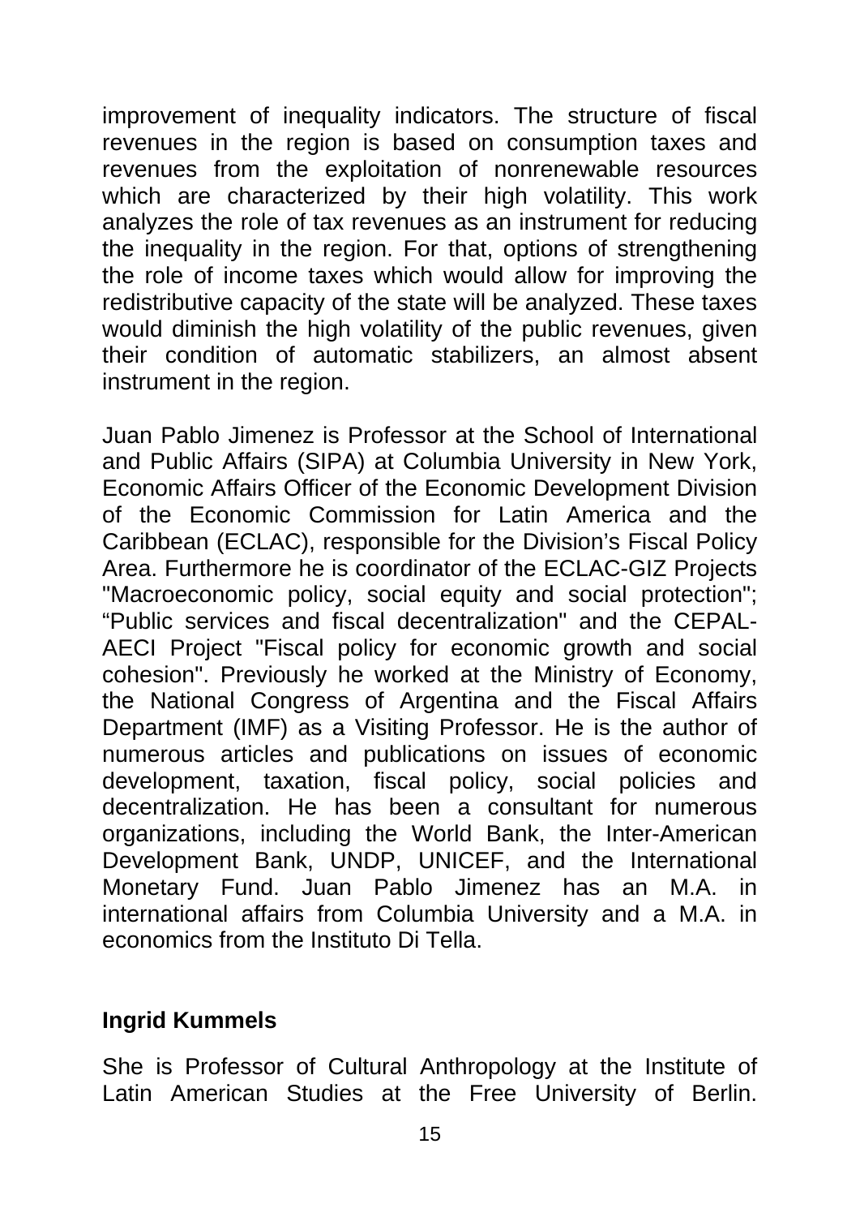improvement of inequality indicators. The structure of fiscal revenues in the region is based on consumption taxes and revenues from the exploitation of nonrenewable resources which are characterized by their high volatility. This work analyzes the role of tax revenues as an instrument for reducing the inequality in the region. For that, options of strengthening the role of income taxes which would allow for improving the redistributive capacity of the state will be analyzed. These taxes would diminish the high volatility of the public revenues, given their condition of automatic stabilizers, an almost absent instrument in the region.

Juan Pablo Jimenez is Professor at the School of International and Public Affairs (SIPA) at Columbia University in New York, Economic Affairs Officer of the Economic Development Division of the Economic Commission for Latin America and the Caribbean (ECLAC), responsible for the Division's Fiscal Policy Area. Furthermore he is coordinator of the ECLAC-GIZ Projects "Macroeconomic policy, social equity and social protection"; "Public services and fiscal decentralization" and the CEPAL-AECI Project "Fiscal policy for economic growth and social cohesion". Previously he worked at the Ministry of Economy, the National Congress of Argentina and the Fiscal Affairs Department (IMF) as a Visiting Professor. He is the author of numerous articles and publications on issues of economic development, taxation, fiscal policy, social policies and decentralization. He has been a consultant for numerous organizations, including the World Bank, the Inter-American Development Bank, UNDP, UNICEF, and the International Monetary Fund. Juan Pablo Jimenez has an M.A. in international affairs from Columbia University and a M.A. in economics from the Instituto Di Tella.

**Ingrid Kummels**

She is Professor of Cultural Anthropology at the Institute of Latin American Studies at the Free University of Berlin.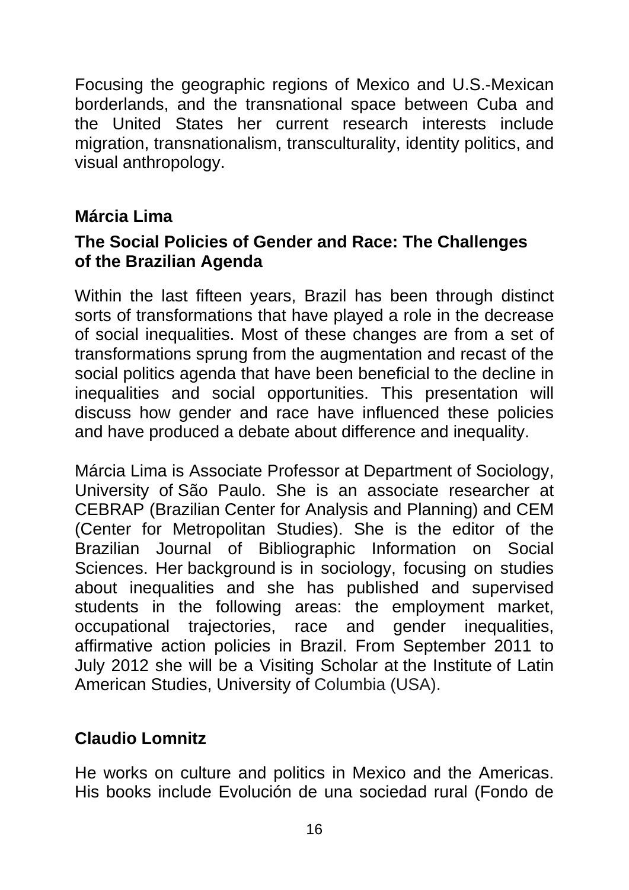Focusing the geographic regions of Mexico and U.S.-Mexican borderlands, and the transnational space between Cuba and the United States her current research interests include migration, transnationalism, transculturality, identity politics, and visual anthropology.

**Márcia Lima**

**The Social Policies of Gender and Race: The Challenges of the Brazilian Agenda**

Within the last fifteen years, Brazil has been through distinct sorts of transformations that have played a role in the decrease of social inequalities. Most of these changes are from a set of transformations sprung from the augmentation and recast of the social politics agenda that have been beneficial to the decline in inequalities and social opportunities. This presentation will discuss how gender and race have influenced these policies and have produced a debate about difference and inequality.

Márcia Lima is Associate Professor at Department of Sociology, University of São Paulo. She is an associate researcher at CEBRAP (Brazilian Center for Analysis and Planning) and CEM (Center for Metropolitan Studies). She is the editor of the Brazilian Journal of Bibliographic Information on Social Sciences. Her background is in sociology, focusing on studies about inequalities and she has published and supervised students in the following areas: the employment market, occupational trajectories, race and gender inequalities, affirmative action policies in Brazil. From September 2011 to July 2012 she will be a Visiting Scholar at the Institute of Latin American Studies, University of Columbia (USA).

**Claudio Lomnitz**

He works on culture and politics in Mexico and the Americas. His books include Evolución de una sociedad rural (Fondo de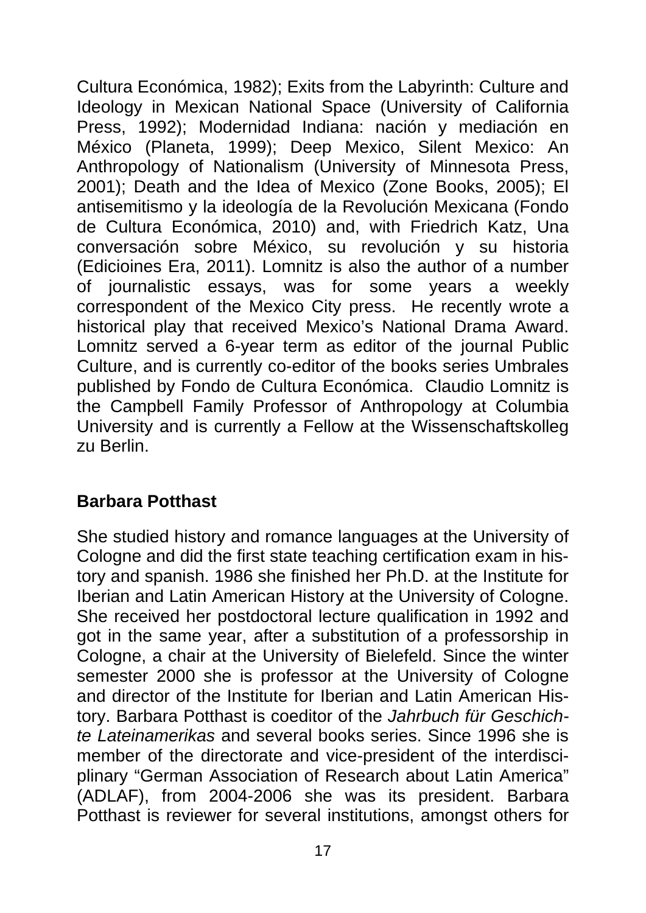Cultura Económica, 1982); Exits from the Labyrinth: Culture and Ideology in Mexican National Space (University of California Press, 1992); Modernidad Indiana: nación y mediación en México (Planeta, 1999); Deep Mexico, Silent Mexico: An Anthropology of Nationalism (University of Minnesota Press, 2001); Death and the Idea of Mexico (Zone Books, 2005); El antisemitismo y la ideología de la Revolución Mexicana (Fondo de Cultura Económica, 2010) and, with Friedrich Katz, Una conversación sobre México, su revolución y su historia (Edicioines Era, 2011). Lomnitz is also the author of a number of journalistic essays, was for some years a weekly correspondent of the Mexico City press. He recently wrote a historical play that received Mexico's National Drama Award. Lomnitz served a 6-year term as editor of the journal Public Culture, and is currently co-editor of the books series Umbrales published by Fondo de Cultura Económica. Claudio Lomnitz is the Campbell Family Professor of Anthropology at Columbia University and is currently a Fellow at the Wissenschaftskolleg zu Berlin.

**Barbara Potthast**

She studied history and romance languages at the University of Cologne and did the first state teaching certification exam in history and spanish. 1986 she finished her Ph.D. at the Institute for Iberian and Latin American History at the University of Cologne. She received her postdoctoral lecture qualification in 1992 and got in the same year, after a substitution of a professorship in Cologne, a chair at the University of Bielefeld. Since the winter semester 2000 she is professor at the University of Cologne and director of the Institute for Iberian and Latin American History. Barbara Potthast is coeditor of the *Jahrbuch für Geschichte Lateinamerikas* and several books series. Since 1996 she is member of the directorate and vice-president of the interdisciplinary "German Association of Research about Latin America" (ADLAF), from 2004-2006 she was its president. Barbara Potthast is reviewer for several institutions, amongst others for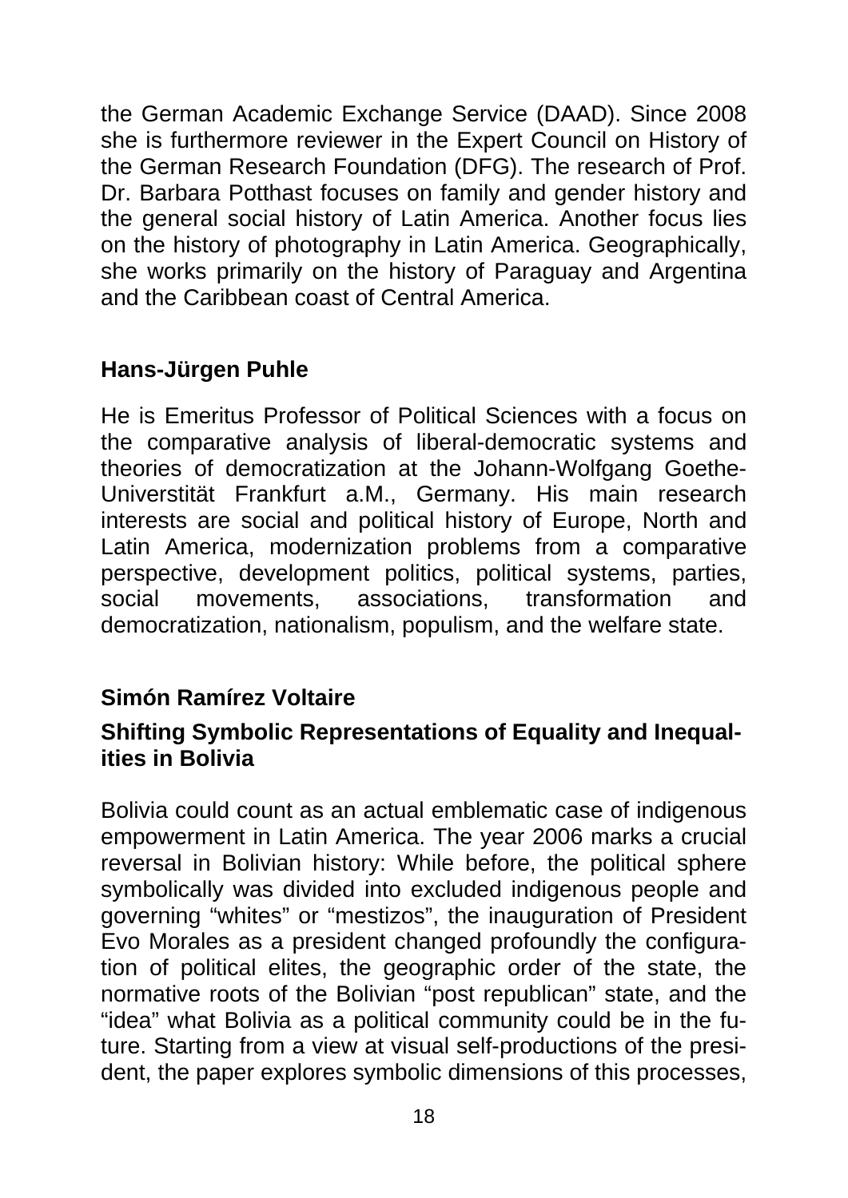the German Academic Exchange Service (DAAD). Since 2008 she is furthermore reviewer in the Expert Council on History of the German Research Foundation (DFG). The research of Prof. Dr. Barbara Potthast focuses on family and gender history and the general social history of Latin America. Another focus lies on the history of photography in Latin America. Geographically, she works primarily on the history of Paraguay and Argentina and the Caribbean coast of Central America.

**Hans-Jürgen Puhle**

He is Emeritus Professor of Political Sciences with a focus on the comparative analysis of liberal-democratic systems and theories of democratization at the Johann-Wolfgang Goethe-Universtität Frankfurt a.M., Germany. His main research interests are social and political history of Europe, North and Latin America, modernization problems from a comparative perspective, development politics, political systems, parties, social movements, associations, transformation and democratization, nationalism, populism, and the welfare state.

**Simón Ramírez Voltaire**

**Shifting Symbolic Representations of Equality and Inequalities in Bolivia**

Bolivia could count as an actual emblematic case of indigenous empowerment in Latin America. The year 2006 marks a crucial reversal in Bolivian history: While before, the political sphere symbolically was divided into excluded indigenous people and governing "whites" or "mestizos", the inauguration of President Evo Morales as a president changed profoundly the configuration of political elites, the geographic order of the state, the normative roots of the Bolivian "post republican" state, and the "idea" what Bolivia as a political community could be in the future. Starting from a view at visual self-productions of the president, the paper explores symbolic dimensions of this processes,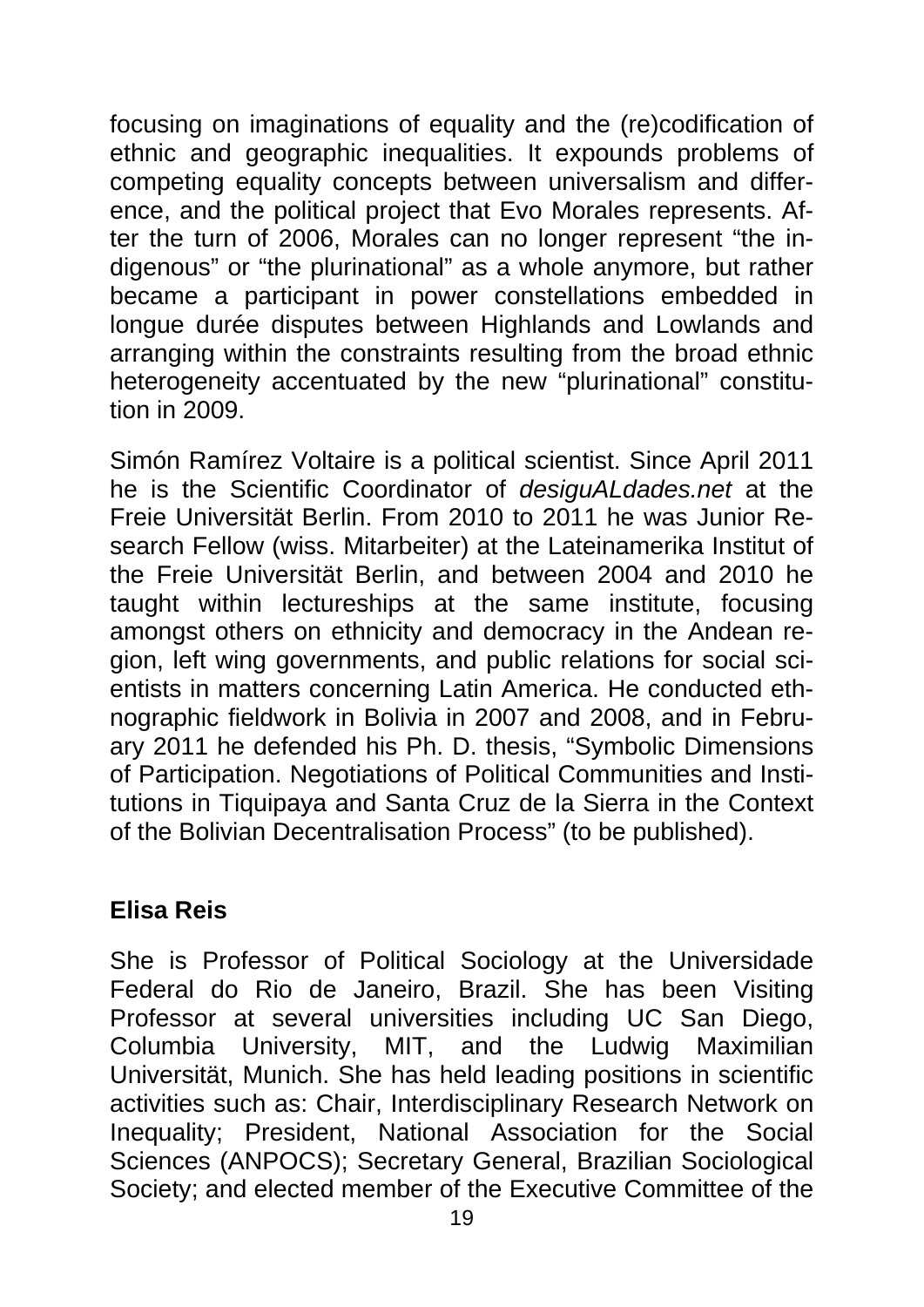focusing on imaginations of equality and the (re)codification of ethnic and geographic inequalities. It expounds problems of competing equality concepts between universalism and difference, and the political project that Evo Morales represents. After the turn of 2006, Morales can no longer represent “the indigenous” or “the plurinational” as a whole anymore, but rather became a participant in power constellations embedded in longue durée disputes between Highlands and Lowlands and arranging within the constraints resulting from the broad ethnic heterogeneity accentuated by the new “plurinational” constitution in 2009.

Simón Ramírez Voltaire is a political scientist. Since April 2011 he is the Scientific Coordinator of *desiguALdades.net* at the Freie Universität Berlin. From 2010 to 2011 he was Junior Research Fellow (wiss. Mitarbeiter) at the Lateinamerika Institut of the Freie Universität Berlin, and between 2004 and 2010 he taught within lectureships at the same institute, focusing amongst others on ethnicity and democracy in the Andean region, left wing governments, and public relations for social scientists in matters concerning Latin America. He conducted ethnographic fieldwork in Bolivia in 2007 and 2008, and in February 2011 he defended his Ph. D. thesis, “Symbolic Dimensions of Participation. Negotiations of Political Communities and Institutions in Tiquipaya and Santa Cruz de la Sierra in the Context of the Bolivian Decentralisation Process” (to be published).

## Elisa Reis

She is Professor of Political Sociology at the Universidade Federal do Rio de Janeiro, Brazil. She has been Visiting Professor at several universities including UC San Diego, Columbia University, MIT, and the Ludwig Maximilian Universität, Munich. She has held leading positions in scientific activities such as: Chair, Interdisciplinary Research Network on Inequality; President, National Association for the Social Sciences (ANPOCS); Secretary General, Brazilian Sociological Society; and elected member of the Executive Committee of the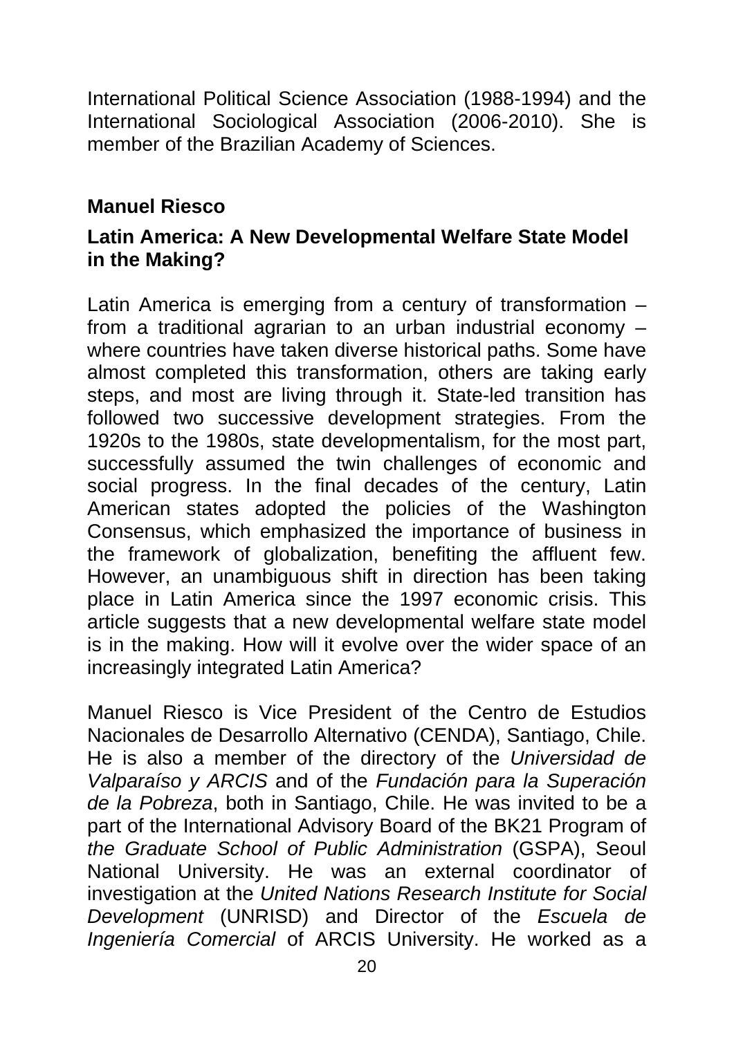International Political Science Association (1988-1994) and the International Sociological Association (2006-2010). She is member of the Brazilian Academy of Sciences.

### Manuel Riesco

### Latin America: A New Developmental Welfare State Model in the Making?

Latin America is emerging from a century of transformation – from a traditional agrarian to an urban industrial economy – where countries have taken diverse historical paths. Some have almost completed this transformation, others are taking early steps, and most are living through it. State-led transition has followed two successive development strategies. From the 1920s to the 1980s, state developmentalism, for the most part, successfully assumed the twin challenges of economic and social progress. In the final decades of the century, Latin American states adopted the policies of the Washington Consensus, which emphasized the importance of business in the framework of globalization, benefiting the affluent few. However, an unambiguous shift in direction has been taking place in Latin America since the 1997 economic crisis. This article suggests that a new developmental welfare state model is in the making. How will it evolve over the wider space of an increasingly integrated Latin America?

Manuel Riesco is Vice President of the Centro de Estudios Nacionales de Desarrollo Alternativo (CENDA), Santiago, Chile. He is also a member of the directory of the *Universidad de Valparaíso y ARCIS* and of the *Fundación para la Superación de la Pobreza*, both in Santiago, Chile. He was invited to be a part of the International Advisory Board of the BK21 Program of *the Graduate School of Public Administration* (GSPA), Seoul National University. He was an external coordinator of investigation at the *United Nations Research Institute for Social Development* (UNRISD) and Director of the *Escuela de Ingeniería Comercial* of ARCIS University. He worked as a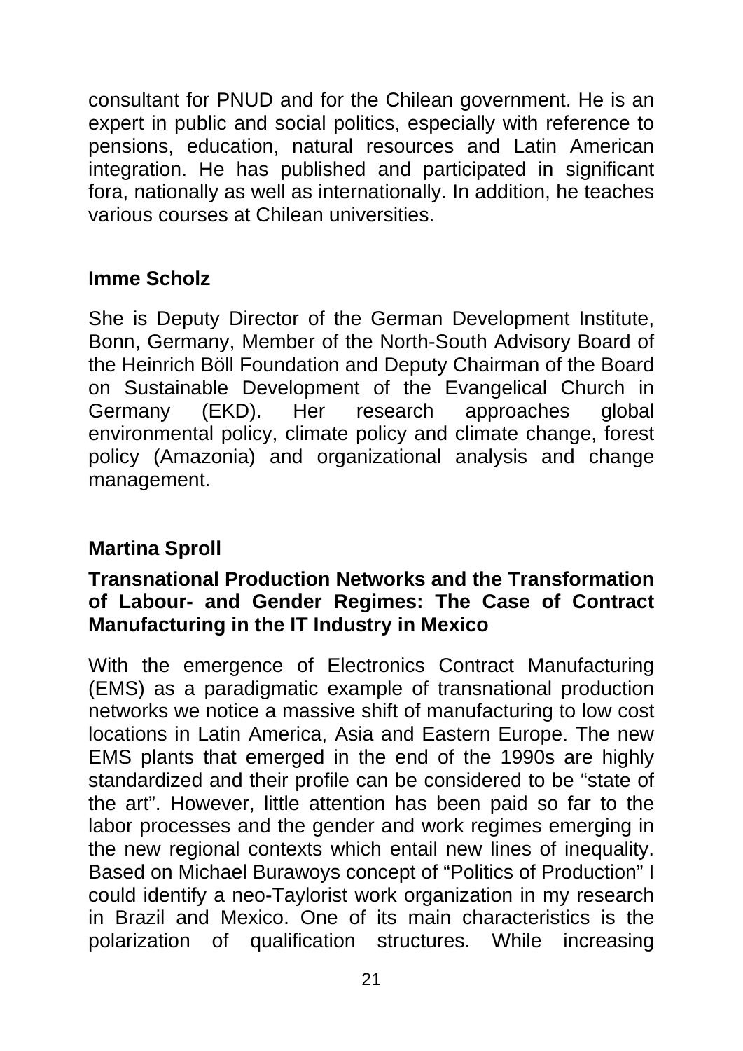consultant for PNUD and for the Chilean government. He is an expert in public and social politics, especially with reference to pensions, education, natural resources and Latin American integration. He has published and participated in significant fora, nationally as well as internationally. In addition, he teaches various courses at Chilean universities.

### Imme Scholz

She is Deputy Director of the German Development Institute, Bonn, Germany, Member of the North-South Advisory Board of the Heinrich Böll Foundation and Deputy Chairman of the Board on Sustainable Development of the Evangelical Church in Germany (EKD). Her research approaches global environmental policy, climate policy and climate change, forest policy (Amazonia) and organizational analysis and change management.

### Martina Sproll

**Transnational Production Networks and the Transformation of Labour- and Gender Regimes: The Case of Contract Manufacturing in the IT Industry in Mexico**

With the emergence of Electronics Contract Manufacturing (EMS) as a paradigmatic example of transnational production networks we notice a massive shift of manufacturing to low cost locations in Latin America, Asia and Eastern Europe. The new EMS plants that emerged in the end of the 1990s are highly standardized and their profile can be considered to be “state of the art”. However, little attention has been paid so far to the labor processes and the gender and work regimes emerging in the new regional contexts which entail new lines of inequality. Based on Michael Burawoys concept of “Politics of Production” I could identify a neo-Taylorist work organization in my research in Brazil and Mexico. One of its main characteristics is the polarization of qualification structures. While increasing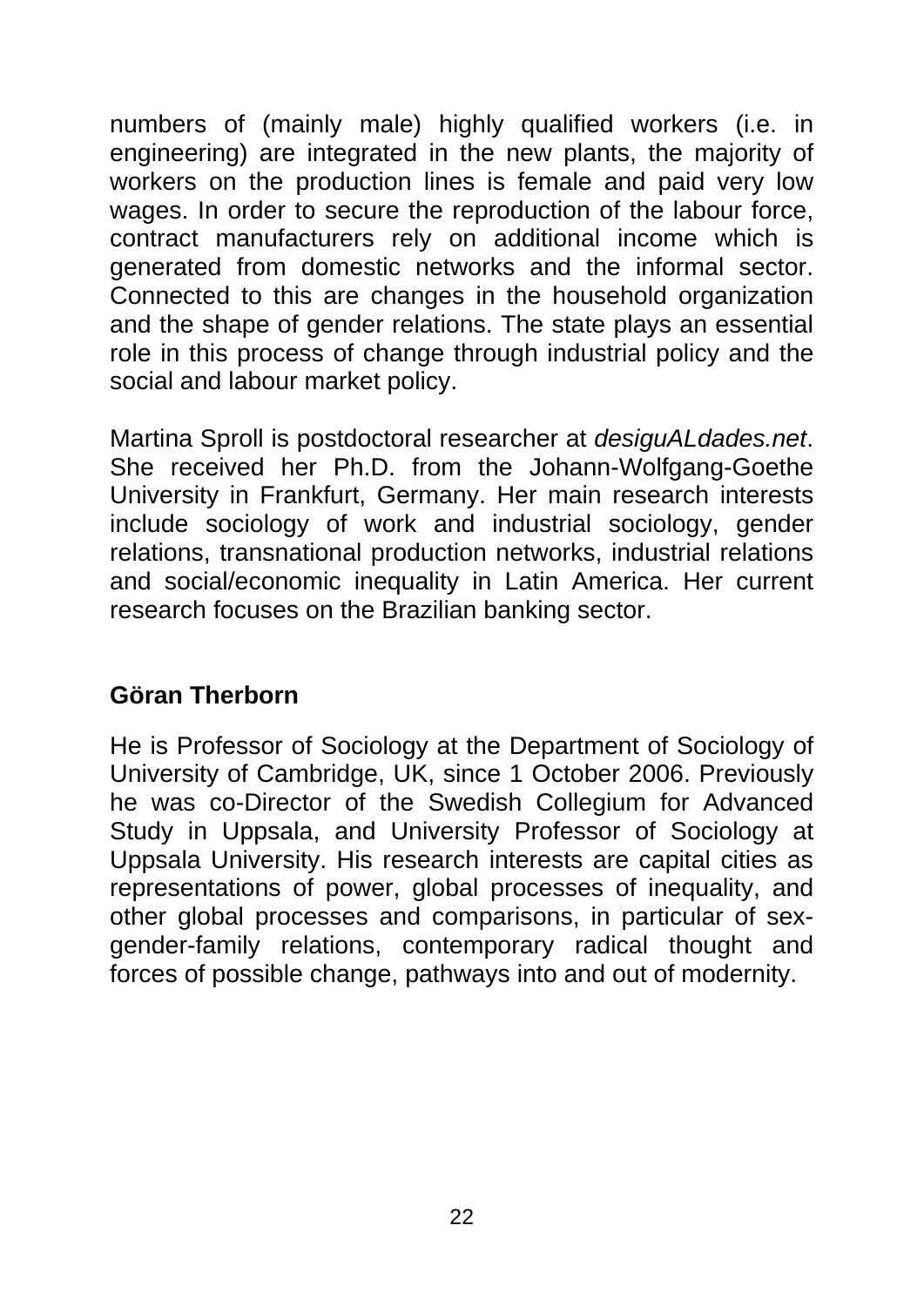numbers of (mainly male) highly qualified workers (i.e. in engineering) are integrated in the new plants, the majority of workers on the production lines is female and paid very low wages. In order to secure the reproduction of the labour force, contract manufacturers rely on additional income which is generated from domestic networks and the informal sector. Connected to this are changes in the household organization and the shape of gender relations. The state plays an essential role in this process of change through industrial policy and the social and labour market policy.

Martina Sproll is postdoctoral researcher at *desiguALdades.net*. She received her Ph.D. from the Johann-Wolfgang-Goethe University in Frankfurt, Germany. Her main research interests include sociology of work and industrial sociology, gender relations, transnational production networks, industrial relations and social/economic inequality in Latin America. Her current research focuses on the Brazilian banking sector.

**Göran Therborn**

He is Professor of Sociology at the Department of Sociology of University of Cambridge, UK, since 1 October 2006. Previously he was co-Director of the Swedish Collegium for Advanced Study in Uppsala, and University Professor of Sociology at Uppsala University. His research interests are capital cities as representations of power, global processes of inequality, and other global processes and comparisons, in particular of sex-gender-family relations, contemporary radical thought and forces of possible change, pathways into and out of modernity.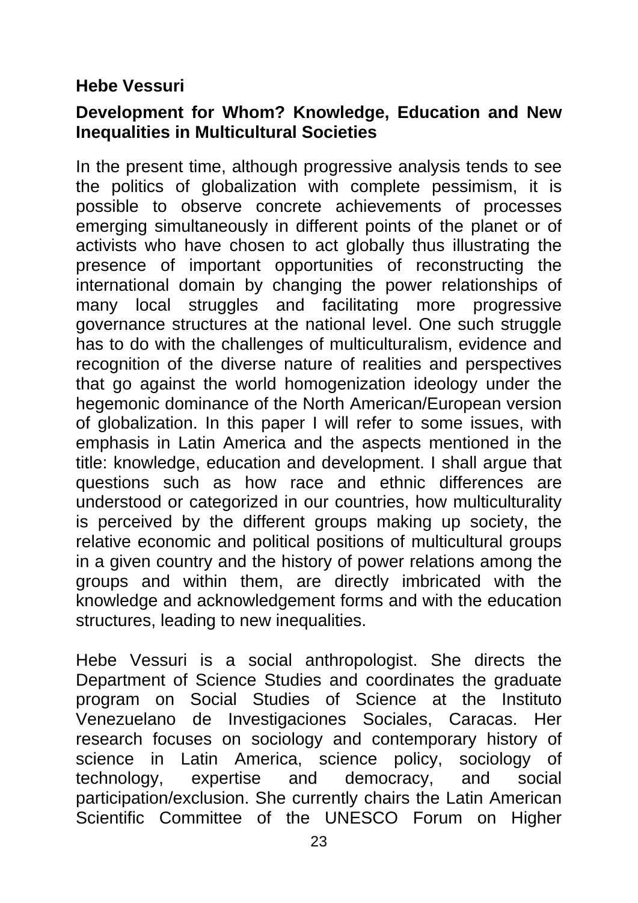**Hebe Vessuri**

**Development for Whom? Knowledge, Education and New Inequalities in Multicultural Societies**

In the present time, although progressive analysis tends to see the politics of globalization with complete pessimism, it is possible to observe concrete achievements of processes emerging simultaneously in different points of the planet or of activists who have chosen to act globally thus illustrating the presence of important opportunities of reconstructing the international domain by changing the power relationships of many local struggles and facilitating more progressive governance structures at the national level. One such struggle has to do with the challenges of multiculturalism, evidence and recognition of the diverse nature of realities and perspectives that go against the world homogenization ideology under the hegemonic dominance of the North American/European version of globalization. In this paper I will refer to some issues, with emphasis in Latin America and the aspects mentioned in the title: knowledge, education and development. I shall argue that questions such as how race and ethnic differences are understood or categorized in our countries, how multiculturality is perceived by the different groups making up society, the relative economic and political positions of multicultural groups in a given country and the history of power relations among the groups and within them, are directly imbricated with the knowledge and acknowledgement forms and with the education structures, leading to new inequalities.

Hebe Vessuri is a social anthropologist. She directs the Department of Science Studies and coordinates the graduate program on Social Studies of Science at the Instituto Venezuelano de Investigaciones Sociales, Caracas. Her research focuses on sociology and contemporary history of science in Latin America, science policy, sociology of technology, expertise and democracy, and social participation/exclusion. She currently chairs the Latin American Scientific Committee of the UNESCO Forum on Higher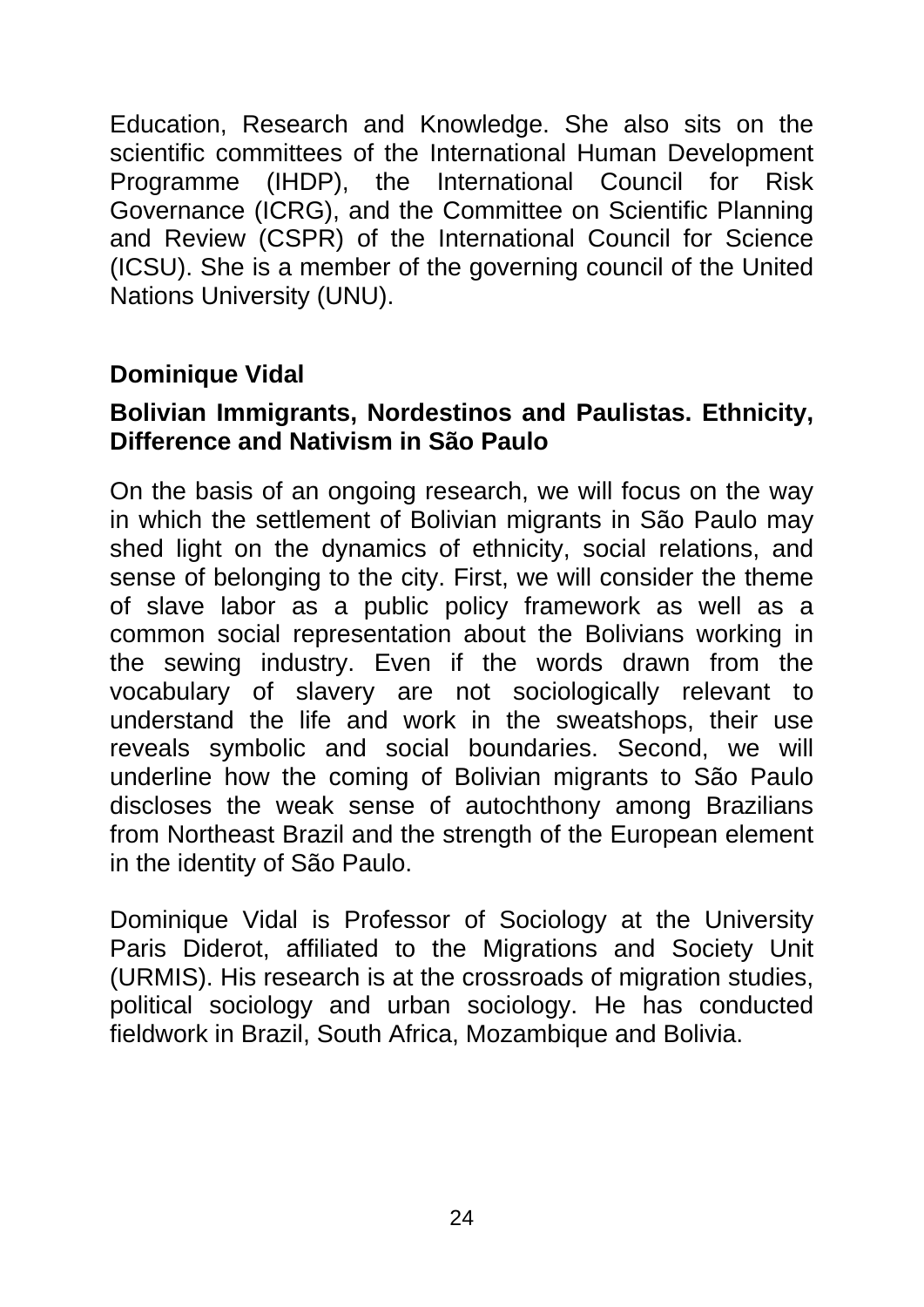Education, Research and Knowledge. She also sits on the scientific committees of the International Human Development Programme (IHDP), the International Council for Risk Governance (ICRG), and the Committee on Scientific Planning and Review (CSPR) of the International Council for Science (ICSU). She is a member of the governing council of the United Nations University (UNU).

**Dominique Vidal**

**Bolivian Immigrants, Nordestinos and Paulistas. Ethnicity, Difference and Nativism in São Paulo**

On the basis of an ongoing research, we will focus on the way in which the settlement of Bolivian migrants in São Paulo may shed light on the dynamics of ethnicity, social relations, and sense of belonging to the city. First, we will consider the theme of slave labor as a public policy framework as well as a common social representation about the Bolivians working in the sewing industry. Even if the words drawn from the vocabulary of slavery are not sociologically relevant to understand the life and work in the sweatshops, their use reveals symbolic and social boundaries. Second, we will underline how the coming of Bolivian migrants to São Paulo discloses the weak sense of autochthony among Brazilians from Northeast Brazil and the strength of the European element in the identity of São Paulo.

Dominique Vidal is Professor of Sociology at the University Paris Diderot, affiliated to the Migrations and Society Unit (URMIS). His research is at the crossroads of migration studies, political sociology and urban sociology. He has conducted fieldwork in Brazil, South Africa, Mozambique and Bolivia.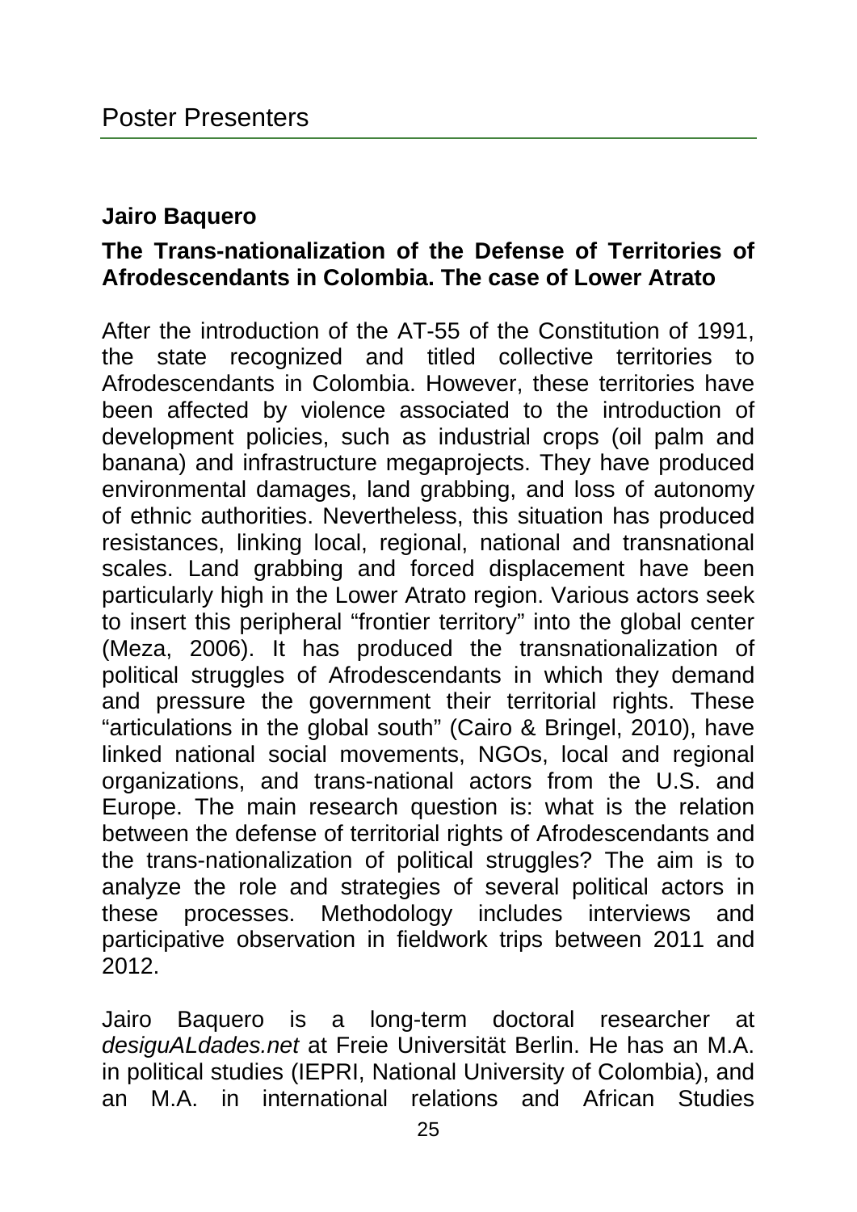# Poster Presenters

### Jairo Baquero

### The Trans-nationalization of the Defense of Territories of Afrodescendants in Colombia. The case of Lower Atrato

After the introduction of the AT-55 of the Constitution of 1991, the state recognized and titled collective territories to Afrodescendants in Colombia. However, these territories have been affected by violence associated to the introduction of development policies, such as industrial crops (oil palm and banana) and infrastructure megaprojects. They have produced environmental damages, land grabbing, and loss of autonomy of ethnic authorities. Nevertheless, this situation has produced resistances, linking local, regional, national and transnational scales. Land grabbing and forced displacement have been particularly high in the Lower Atrato region. Various actors seek to insert this peripheral “frontier territory” into the global center (Meza, 2006). It has produced the transnationalization of political struggles of Afrodescendants in which they demand and pressure the government their territorial rights. These “articulations in the global south” (Cairo & Bringel, 2010), have linked national social movements, NGOs, local and regional organizations, and trans-national actors from the U.S. and Europe. The main research question is: what is the relation between the defense of territorial rights of Afrodescendants and the trans-nationalization of political struggles? The aim is to analyze the role and strategies of several political actors in these processes. Methodology includes interviews and participative observation in fieldwork trips between 2011 and 2012.

Jairo Baquero is a long-term doctoral researcher at *desiguALdades.net* at Freie Universität Berlin. He has an M.A. in political studies (IEPRI, National University of Colombia), and an M.A. in international relations and African Studies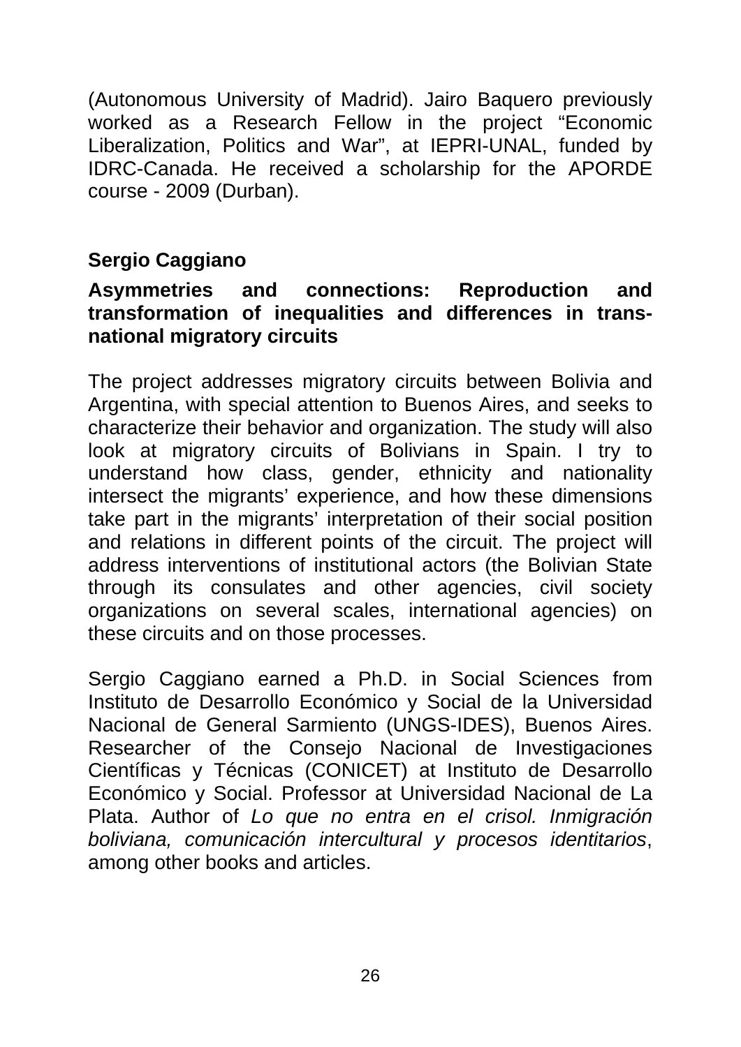(Autonomous University of Madrid). Jairo Baquero previously worked as a Research Fellow in the project “Economic Liberalization, Politics and War”, at IEPRI-UNAL, funded by IDRC-Canada. He received a scholarship for the APORDE course - 2009 (Durban).

**Sergio Caggiano**

**Asymmetries and connections: Reproduction and transformation of inequalities and differences in trans-national migratory circuits**

The project addresses migratory circuits between Bolivia and Argentina, with special attention to Buenos Aires, and seeks to characterize their behavior and organization. The study will also look at migratory circuits of Bolivians in Spain. I try to understand how class, gender, ethnicity and nationality intersect the migrants’ experience, and how these dimensions take part in the migrants’ interpretation of their social position and relations in different points of the circuit. The project will address interventions of institutional actors (the Bolivian State through its consulates and other agencies, civil society organizations on several scales, international agencies) on these circuits and on those processes.

Sergio Caggiano earned a Ph.D. in Social Sciences from Instituto de Desarrollo Económico y Social de la Universidad Nacional de General Sarmiento (UNGS-IDES), Buenos Aires. Researcher of the Consejo Nacional de Investigaciones Científicas y Técnicas (CONICET) at Instituto de Desarrollo Económico y Social. Professor at Universidad Nacional de La Plata. Author of *Lo que no entra en el crisol. Inmigración boliviana, comunicación intercultural y procesos identitarios*, among other books and articles.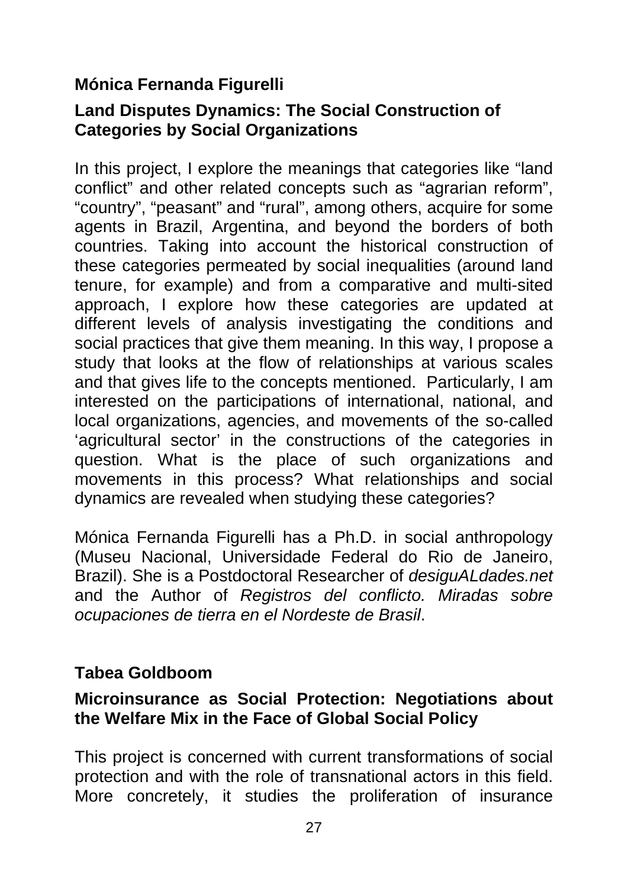**Mónica Fernanda Figurelli**

**Land Disputes Dynamics: The Social Construction of Categories by Social Organizations**

In this project, I explore the meanings that categories like “land conflict” and other related concepts such as “agrarian reform”, “country”, “peasant” and “rural”, among others, acquire for some agents in Brazil, Argentina, and beyond the borders of both countries. Taking into account the historical construction of these categories permeated by social inequalities (around land tenure, for example) and from a comparative and multi-sited approach, I explore how these categories are updated at different levels of analysis investigating the conditions and social practices that give them meaning. In this way, I propose a study that looks at the flow of relationships at various scales and that gives life to the concepts mentioned. Particularly, I am interested on the participations of international, national, and local organizations, agencies, and movements of the so-called ‘agricultural sector’ in the constructions of the categories in question. What is the place of such organizations and movements in this process? What relationships and social dynamics are revealed when studying these categories?

Mónica Fernanda Figurelli has a Ph.D. in social anthropology (Museu Nacional, Universidade Federal do Rio de Janeiro, Brazil). She is a Postdoctoral Researcher of *desiguALdades.net* and the Author of *Registros del conflicto. Miradas sobre ocupaciones de tierra en el Nordeste de Brasil*.

**Tabea Goldboom**

**Microinsurance as Social Protection: Negotiations about the Welfare Mix in the Face of Global Social Policy**

This project is concerned with current transformations of social protection and with the role of transnational actors in this field. More concretely, it studies the proliferation of insurance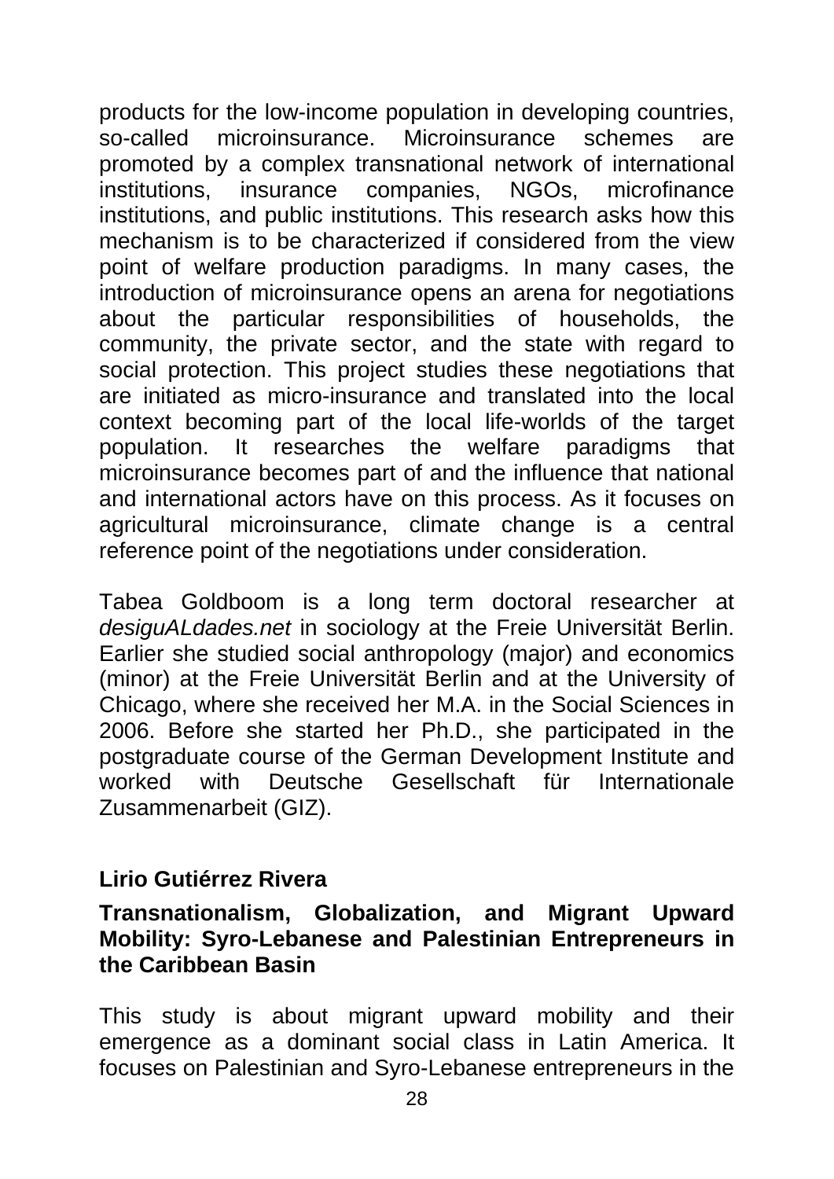products for the low-income population in developing countries, so-called microinsurance. Microinsurance schemes are promoted by a complex transnational network of international institutions, insurance companies, NGOs, microfinance institutions, and public institutions. This research asks how this mechanism is to be characterized if considered from the view point of welfare production paradigms. In many cases, the introduction of microinsurance opens an arena for negotiations about the particular responsibilities of households, the community, the private sector, and the state with regard to social protection. This project studies these negotiations that are initiated as micro-insurance and translated into the local context becoming part of the local life-worlds of the target population. It researches the welfare paradigms that microinsurance becomes part of and the influence that national and international actors have on this process. As it focuses on agricultural microinsurance, climate change is a central reference point of the negotiations under consideration.

Tabea Goldboom is a long term doctoral researcher at *desiguALdades.net* in sociology at the Freie Universität Berlin. Earlier she studied social anthropology (major) and economics (minor) at the Freie Universität Berlin and at the University of Chicago, where she received her M.A. in the Social Sciences in 2006. Before she started her Ph.D., she participated in the postgraduate course of the German Development Institute and worked with Deutsche Gesellschaft für Internationale Zusammenarbeit (GIZ).

**Lirio Gutiérrez Rivera**

**Transnationalism, Globalization, and Migrant Upward Mobility: Syro-Lebanese and Palestinian Entrepreneurs in the Caribbean Basin**

This study is about migrant upward mobility and their emergence as a dominant social class in Latin America. It focuses on Palestinian and Syro-Lebanese entrepreneurs in the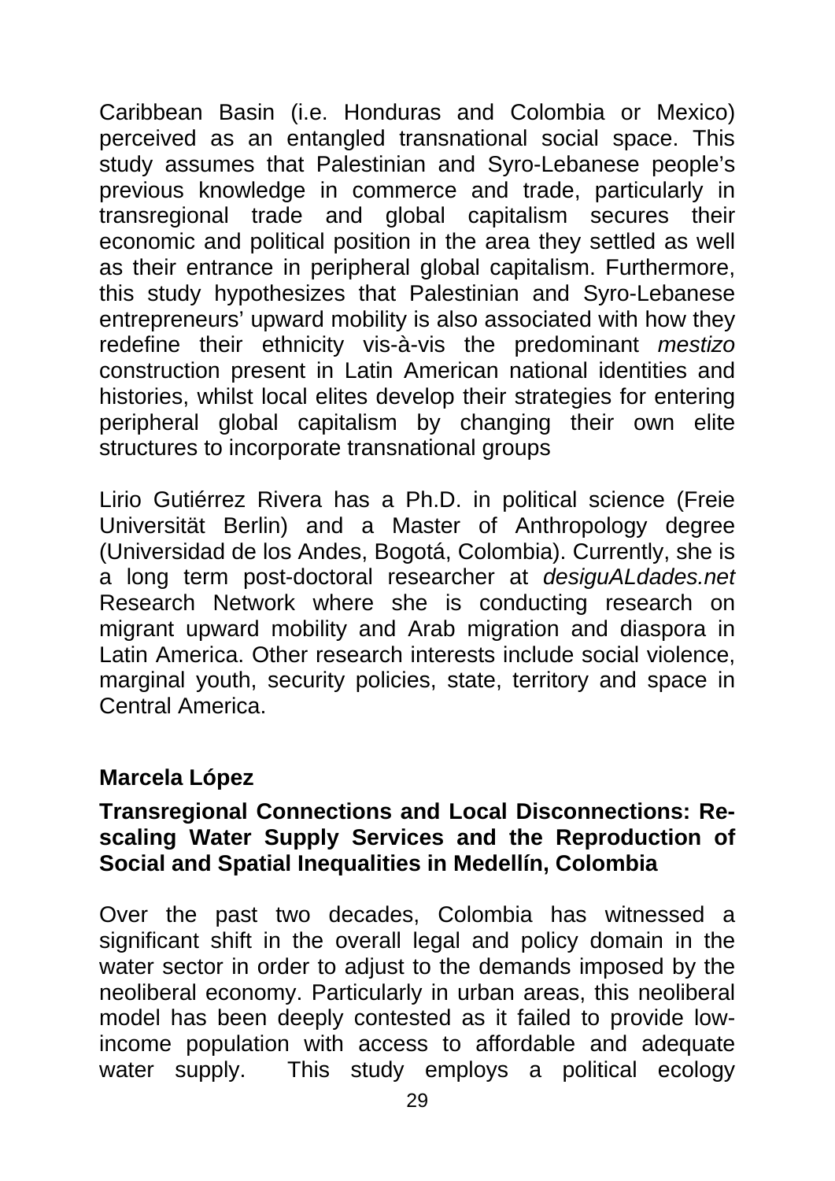Caribbean Basin (i.e. Honduras and Colombia or Mexico) perceived as an entangled transnational social space. This study assumes that Palestinian and Syro-Lebanese people's previous knowledge in commerce and trade, particularly in transregional trade and global capitalism secures their economic and political position in the area they settled as well as their entrance in peripheral global capitalism. Furthermore, this study hypothesizes that Palestinian and Syro-Lebanese entrepreneurs' upward mobility is also associated with how they redefine their ethnicity vis-à-vis the predominant *mestizo* construction present in Latin American national identities and histories, whilst local elites develop their strategies for entering peripheral global capitalism by changing their own elite structures to incorporate transnational groups

Lirio Gutiérrez Rivera has a Ph.D. in political science (Freie Universität Berlin) and a Master of Anthropology degree (Universidad de los Andes, Bogotá, Colombia). Currently, she is a long term post-doctoral researcher at *desiguALdades.net* Research Network where she is conducting research on migrant upward mobility and Arab migration and diaspora in Latin America. Other research interests include social violence, marginal youth, security policies, state, territory and space in Central America.

**Marcela López**

**Transregional Connections and Local Disconnections: Re-scaling Water Supply Services and the Reproduction of Social and Spatial Inequalities in Medellín, Colombia**

Over the past two decades, Colombia has witnessed a significant shift in the overall legal and policy domain in the water sector in order to adjust to the demands imposed by the neoliberal economy. Particularly in urban areas, this neoliberal model has been deeply contested as it failed to provide low-income population with access to affordable and adequate water supply. This study employs a political ecology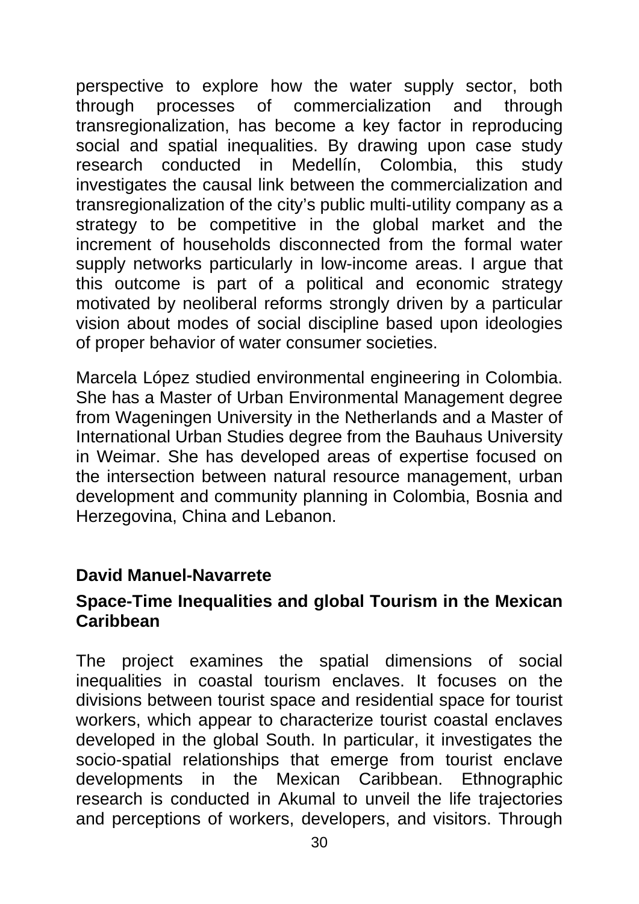perspective to explore how the water supply sector, both through processes of commercialization and through transregionalization, has become a key factor in reproducing social and spatial inequalities. By drawing upon case study research conducted in Medellín, Colombia, this study investigates the causal link between the commercialization and transregionalization of the city's public multi-utility company as a strategy to be competitive in the global market and the increment of households disconnected from the formal water supply networks particularly in low-income areas. I argue that this outcome is part of a political and economic strategy motivated by neoliberal reforms strongly driven by a particular vision about modes of social discipline based upon ideologies of proper behavior of water consumer societies.

Marcela López studied environmental engineering in Colombia. She has a Master of Urban Environmental Management degree from Wageningen University in the Netherlands and a Master of International Urban Studies degree from the Bauhaus University in Weimar. She has developed areas of expertise focused on the intersection between natural resource management, urban development and community planning in Colombia, Bosnia and Herzegovina, China and Lebanon.

**David Manuel-Navarrete**

**Space-Time Inequalities and global Tourism in the Mexican Caribbean**

The project examines the spatial dimensions of social inequalities in coastal tourism enclaves. It focuses on the divisions between tourist space and residential space for tourist workers, which appear to characterize tourist coastal enclaves developed in the global South. In particular, it investigates the socio-spatial relationships that emerge from tourist enclave developments in the Mexican Caribbean. Ethnographic research is conducted in Akumal to unveil the life trajectories and perceptions of workers, developers, and visitors. Through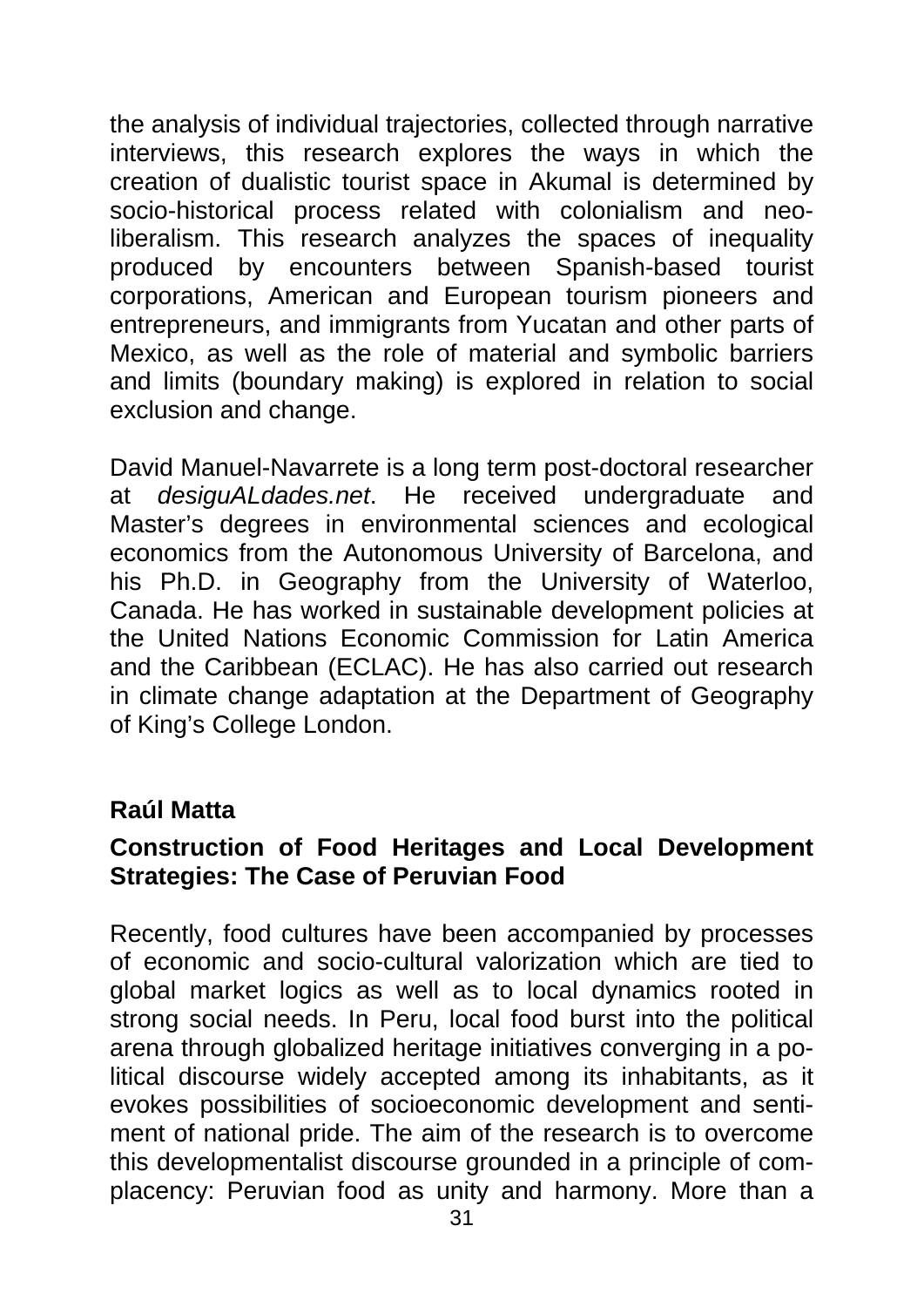the analysis of individual trajectories, collected through narrative interviews, this research explores the ways in which the creation of dualistic tourist space in Akumal is determined by socio-historical process related with colonialism and neo-liberalism. This research analyzes the spaces of inequality produced by encounters between Spanish-based tourist corporations, American and European tourism pioneers and entrepreneurs, and immigrants from Yucatan and other parts of Mexico, as well as the role of material and symbolic barriers and limits (boundary making) is explored in relation to social exclusion and change.

David Manuel-Navarrete is a long term post-doctoral researcher at *desiguALdades.net*. He received undergraduate and Master's degrees in environmental sciences and ecological economics from the Autonomous University of Barcelona, and his Ph.D. in Geography from the University of Waterloo, Canada. He has worked in sustainable development policies at the United Nations Economic Commission for Latin America and the Caribbean (ECLAC). He has also carried out research in climate change adaptation at the Department of Geography of King's College London.

**Raúl Matta**

**Construction of Food Heritages and Local Development Strategies: The Case of Peruvian Food**

Recently, food cultures have been accompanied by processes of economic and socio-cultural valorization which are tied to global market logics as well as to local dynamics rooted in strong social needs. In Peru, local food burst into the political arena through globalized heritage initiatives converging in a political discourse widely accepted among its inhabitants, as it evokes possibilities of socioeconomic development and sentiment of national pride. The aim of the research is to overcome this developmentalist discourse grounded in a principle of complacency: Peruvian food as unity and harmony. More than a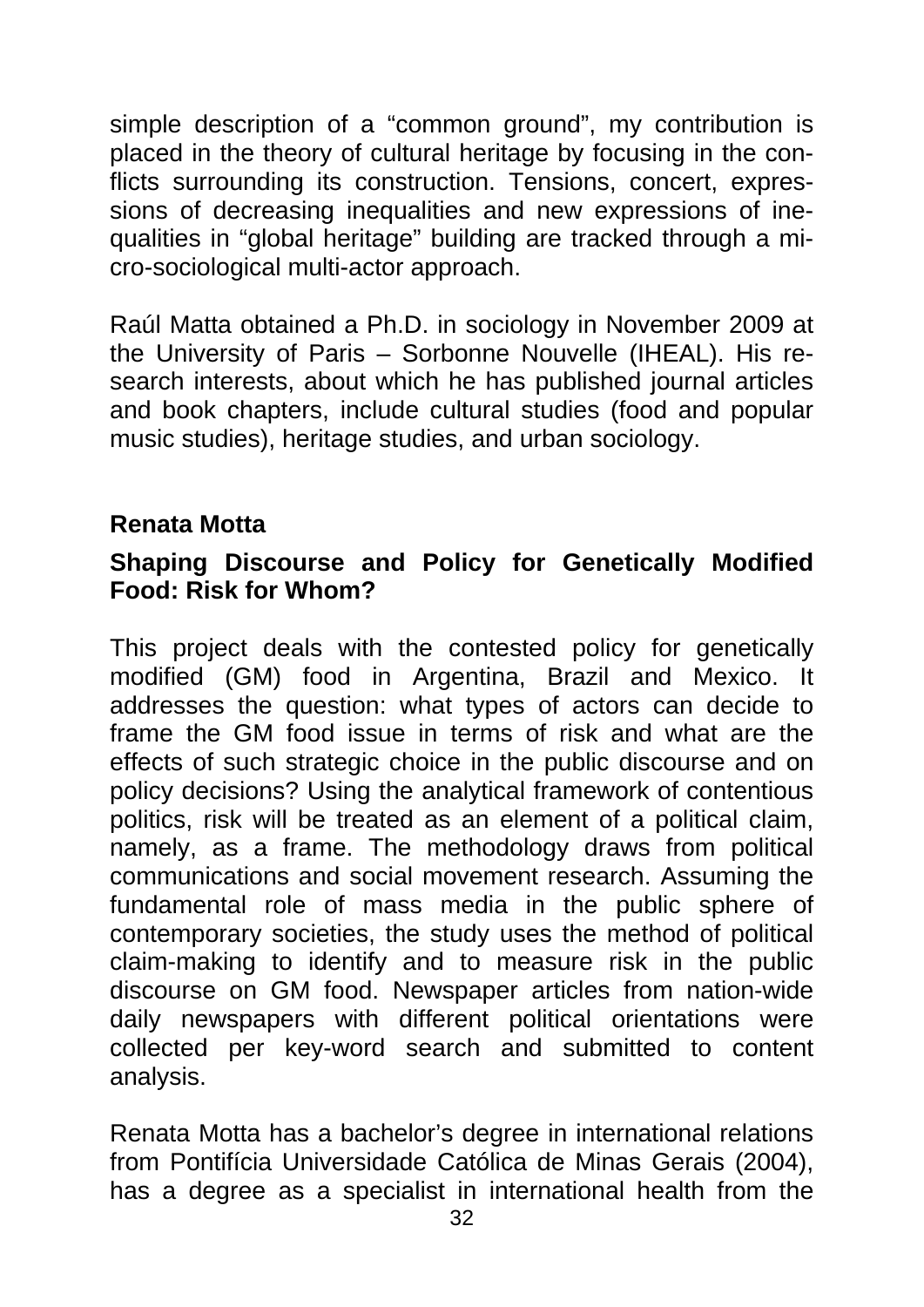simple description of a "common ground", my contribution is placed in the theory of cultural heritage by focusing in the conflicts surrounding its construction. Tensions, concert, expressions of decreasing inequalities and new expressions of inequalities in "global heritage" building are tracked through a micro-sociological multi-actor approach.

Raúl Matta obtained a Ph.D. in sociology in November 2009 at the University of Paris – Sorbonne Nouvelle (IHEAL). His research interests, about which he has published journal articles and book chapters, include cultural studies (food and popular music studies), heritage studies, and urban sociology.

**Renata Motta**

**Shaping Discourse and Policy for Genetically Modified Food: Risk for Whom?**

This project deals with the contested policy for genetically modified (GM) food in Argentina, Brazil and Mexico. It addresses the question: what types of actors can decide to frame the GM food issue in terms of risk and what are the effects of such strategic choice in the public discourse and on policy decisions? Using the analytical framework of contentious politics, risk will be treated as an element of a political claim, namely, as a frame. The methodology draws from political communications and social movement research. Assuming the fundamental role of mass media in the public sphere of contemporary societies, the study uses the method of political claim-making to identify and to measure risk in the public discourse on GM food. Newspaper articles from nation-wide daily newspapers with different political orientations were collected per key-word search and submitted to content analysis.

Renata Motta has a bachelor's degree in international relations from Pontifícia Universidade Católica de Minas Gerais (2004), has a degree as a specialist in international health from the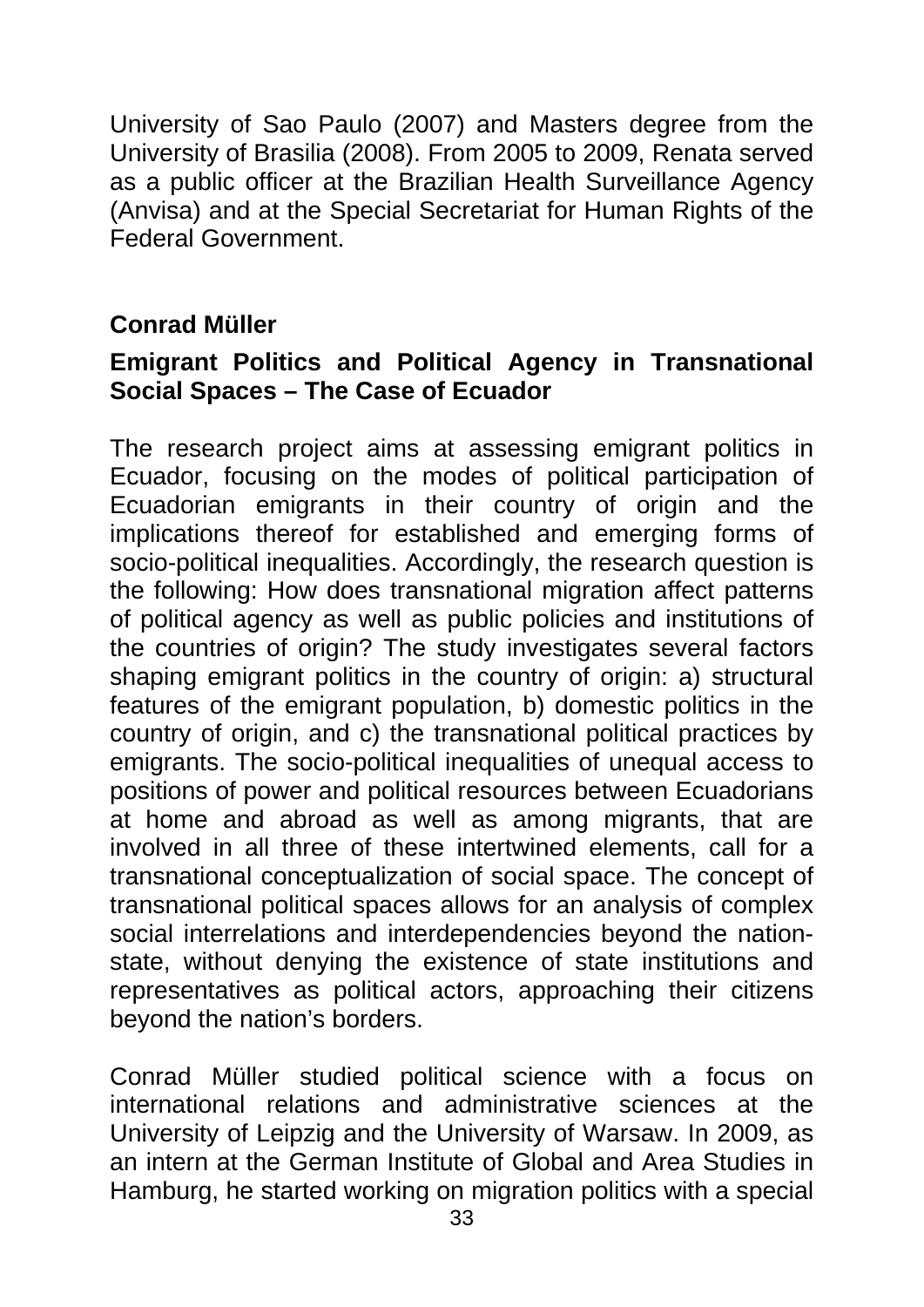University of Sao Paulo (2007) and Masters degree from the University of Brasilia (2008). From 2005 to 2009, Renata served as a public officer at the Brazilian Health Surveillance Agency (Anvisa) and at the Special Secretariat for Human Rights of the Federal Government.

**Conrad Müller**

**Emigrant Politics and Political Agency in Transnational Social Spaces – The Case of Ecuador**

The research project aims at assessing emigrant politics in Ecuador, focusing on the modes of political participation of Ecuadorian emigrants in their country of origin and the implications thereof for established and emerging forms of socio-political inequalities. Accordingly, the research question is the following: How does transnational migration affect patterns of political agency as well as public policies and institutions of the countries of origin? The study investigates several factors shaping emigrant politics in the country of origin: a) structural features of the emigrant population, b) domestic politics in the country of origin, and c) the transnational political practices by emigrants. The socio-political inequalities of unequal access to positions of power and political resources between Ecuadorians at home and abroad as well as among migrants, that are involved in all three of these intertwined elements, call for a transnational conceptualization of social space. The concept of transnational political spaces allows for an analysis of complex social interrelations and interdependencies beyond the nation-state, without denying the existence of state institutions and representatives as political actors, approaching their citizens beyond the nation's borders.

Conrad Müller studied political science with a focus on international relations and administrative sciences at the University of Leipzig and the University of Warsaw. In 2009, as an intern at the German Institute of Global and Area Studies in Hamburg, he started working on migration politics with a special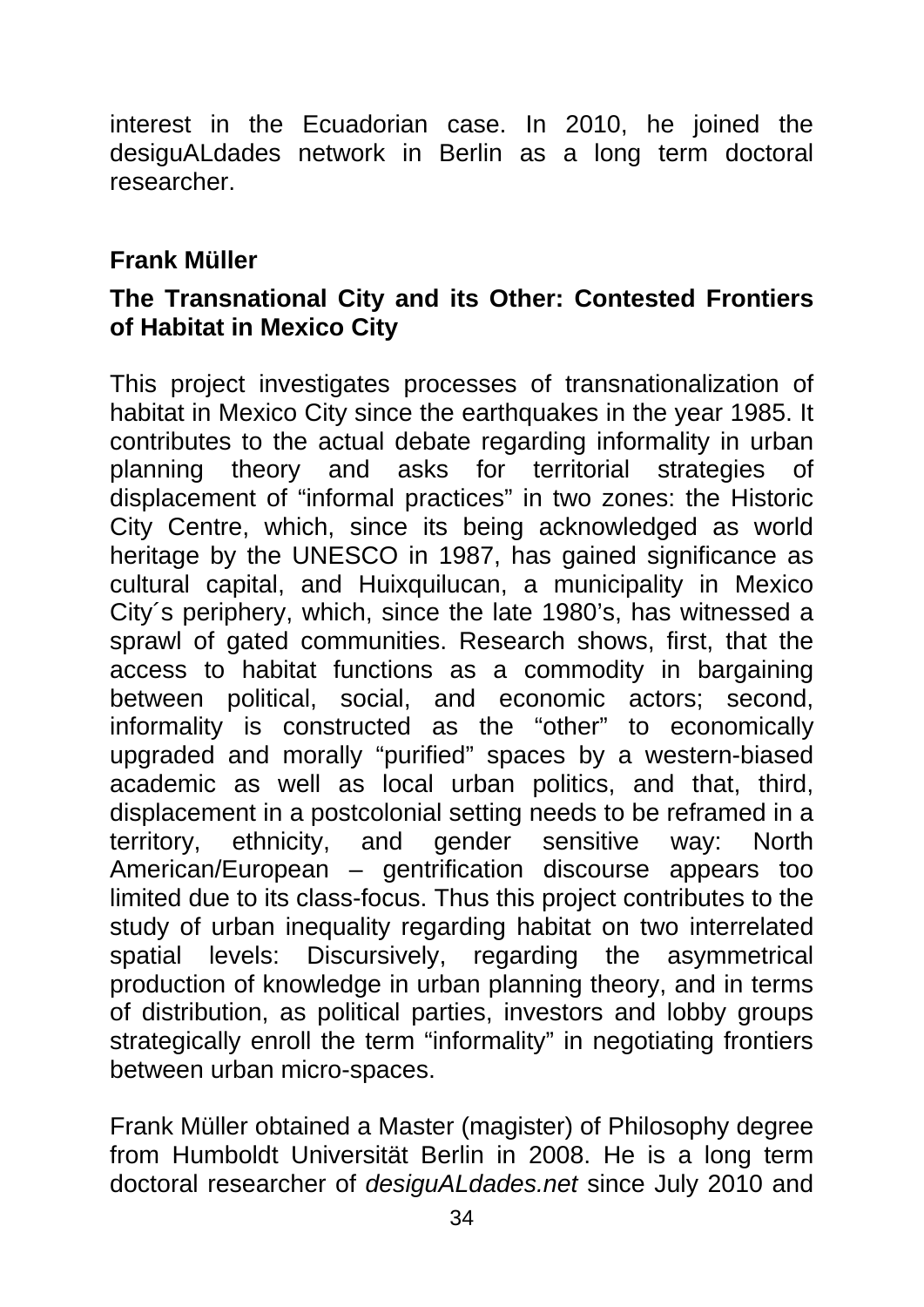interest in the Ecuadorian case. In 2010, he joined the desiguALdades network in Berlin as a long term doctoral researcher.

### Frank Müller

### The Transnational City and its Other: Contested Frontiers of Habitat in Mexico City

This project investigates processes of transnationalization of habitat in Mexico City since the earthquakes in the year 1985. It contributes to the actual debate regarding informality in urban planning theory and asks for territorial strategies of displacement of "informal practices" in two zones: the Historic City Centre, which, since its being acknowledged as world heritage by the UNESCO in 1987, has gained significance as cultural capital, and Huixquilucan, a municipality in Mexico City´s periphery, which, since the late 1980's, has witnessed a sprawl of gated communities. Research shows, first, that the access to habitat functions as a commodity in bargaining between political, social, and economic actors; second, informality is constructed as the "other" to economically upgraded and morally "purified" spaces by a western-biased academic as well as local urban politics, and that, third, displacement in a postcolonial setting needs to be reframed in a territory, ethnicity, and gender sensitive way: North American/European – gentrification discourse appears too limited due to its class-focus. Thus this project contributes to the study of urban inequality regarding habitat on two interrelated spatial levels: Discursively, regarding the asymmetrical production of knowledge in urban planning theory, and in terms of distribution, as political parties, investors and lobby groups strategically enroll the term "informality" in negotiating frontiers between urban micro-spaces.

Frank Müller obtained a Master (magister) of Philosophy degree from Humboldt Universität Berlin in 2008. He is a long term doctoral researcher of *desiguALdades.net* since July 2010 and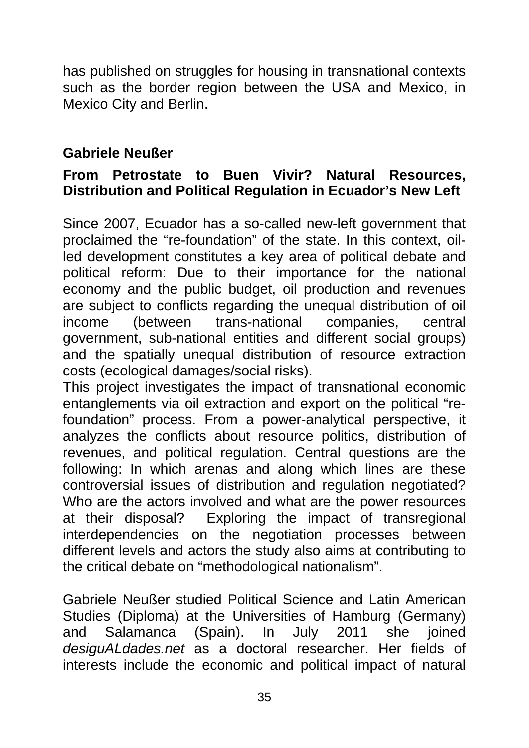has published on struggles for housing in transnational contexts such as the border region between the USA and Mexico, in Mexico City and Berlin.

## Gabriele Neußer

### From Petrostate to Buen Vivir? Natural Resources, Distribution and Political Regulation in Ecuador's New Left

Since 2007, Ecuador has a so-called new-left government that proclaimed the "re-foundation" of the state. In this context, oil-led development constitutes a key area of political debate and political reform: Due to their importance for the national economy and the public budget, oil production and revenues are subject to conflicts regarding the unequal distribution of oil income (between trans-national companies, central government, sub-national entities and different social groups) and the spatially unequal distribution of resource extraction costs (ecological damages/social risks).

This project investigates the impact of transnational economic entanglements via oil extraction and export on the political "re-foundation" process. From a power-analytical perspective, it analyzes the conflicts about resource politics, distribution of revenues, and political regulation. Central questions are the following: In which arenas and along which lines are these controversial issues of distribution and regulation negotiated? Who are the actors involved and what are the power resources at their disposal? Exploring the impact of transregional interdependencies on the negotiation processes between different levels and actors the study also aims at contributing to the critical debate on "methodological nationalism".

Gabriele Neußer studied Political Science and Latin American Studies (Diploma) at the Universities of Hamburg (Germany) and Salamanca (Spain). In July 2011 she joined *desiguALdades.net* as a doctoral researcher. Her fields of interests include the economic and political impact of natural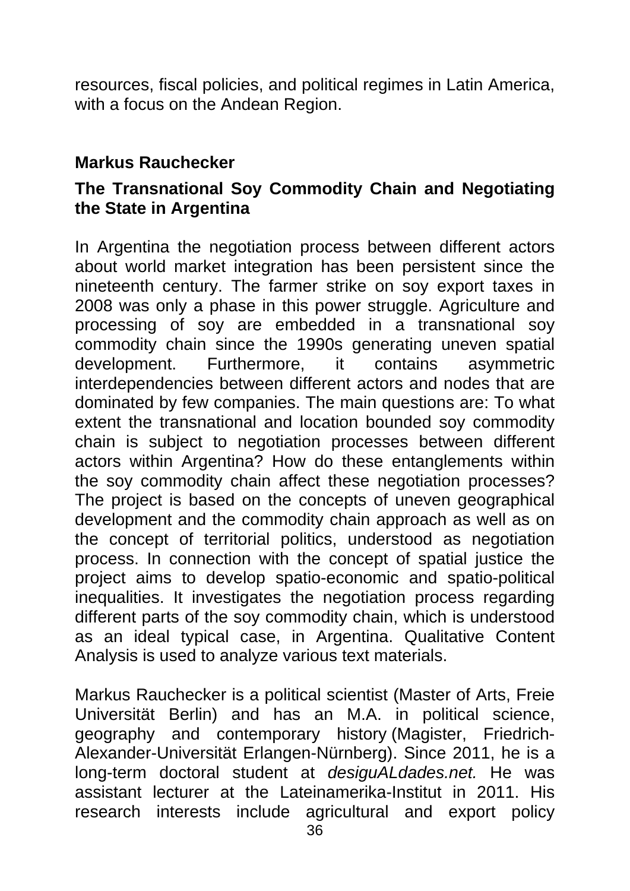resources, fiscal policies, and political regimes in Latin America, with a focus on the Andean Region.

**Markus Rauchecker**

**The Transnational Soy Commodity Chain and Negotiating the State in Argentina**

In Argentina the negotiation process between different actors about world market integration has been persistent since the nineteenth century. The farmer strike on soy export taxes in 2008 was only a phase in this power struggle. Agriculture and processing of soy are embedded in a transnational soy commodity chain since the 1990s generating uneven spatial development. Furthermore, it contains asymmetric interdependencies between different actors and nodes that are dominated by few companies. The main questions are: To what extent the transnational and location bounded soy commodity chain is subject to negotiation processes between different actors within Argentina? How do these entanglements within the soy commodity chain affect these negotiation processes? The project is based on the concepts of uneven geographical development and the commodity chain approach as well as on the concept of territorial politics, understood as negotiation process. In connection with the concept of spatial justice the project aims to develop spatio-economic and spatio-political inequalities. It investigates the negotiation process regarding different parts of the soy commodity chain, which is understood as an ideal typical case, in Argentina. Qualitative Content Analysis is used to analyze various text materials.

Markus Rauchecker is a political scientist (Master of Arts, Freie Universität Berlin) and has an M.A. in political science, geography and contemporary history (Magister, Friedrich-Alexander-Universität Erlangen-Nürnberg). Since 2011, he is a long-term doctoral student at *desiguALdades.net.* He was assistant lecturer at the Lateinamerika-Institut in 2011. His research interests include agricultural and export policy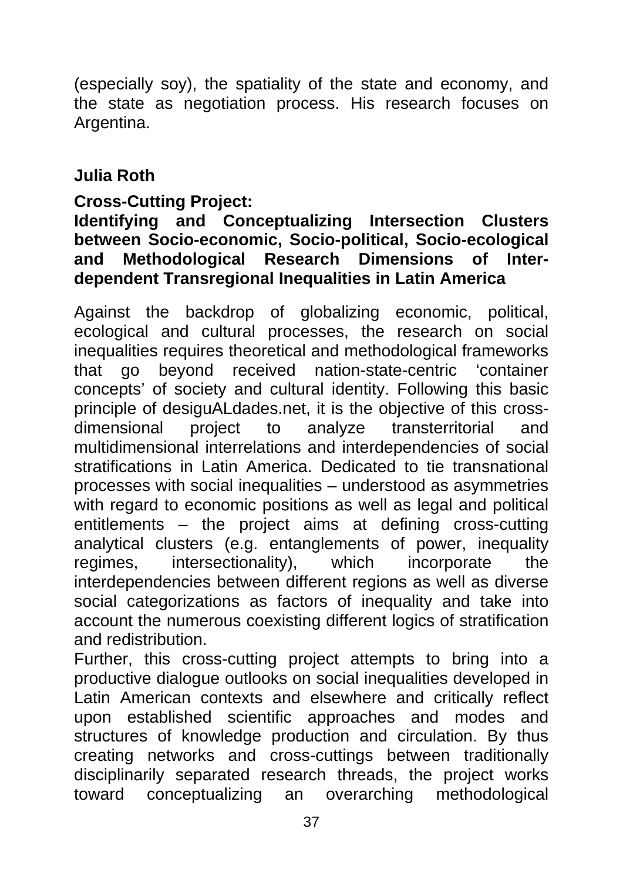(especially soy), the spatiality of the state and economy, and the state as negotiation process. His research focuses on Argentina.

**Julia Roth**

**Cross-Cutting Project:**
**Identifying and Conceptualizing Intersection Clusters between Socio-economic, Socio-political, Socio-ecological and Methodological Research Dimensions of Inter-dependent Transregional Inequalities in Latin America**

Against the backdrop of globalizing economic, political, ecological and cultural processes, the research on social inequalities requires theoretical and methodological frameworks that go beyond received nation-state-centric 'container concepts' of society and cultural identity. Following this basic principle of desiguALdades.net, it is the objective of this cross-dimensional project to analyze transterritorial and multidimensional interrelations and interdependencies of social stratifications in Latin America. Dedicated to tie transnational processes with social inequalities – understood as asymmetries with regard to economic positions as well as legal and political entitlements – the project aims at defining cross-cutting analytical clusters (e.g. entanglements of power, inequality regimes, intersectionality), which incorporate the interdependencies between different regions as well as diverse social categorizations as factors of inequality and take into account the numerous coexisting different logics of stratification and redistribution.

Further, this cross-cutting project attempts to bring into a productive dialogue outlooks on social inequalities developed in Latin American contexts and elsewhere and critically reflect upon established scientific approaches and modes and structures of knowledge production and circulation. By thus creating networks and cross-cuttings between traditionally disciplinarily separated research threads, the project works toward conceptualizing an overarching methodological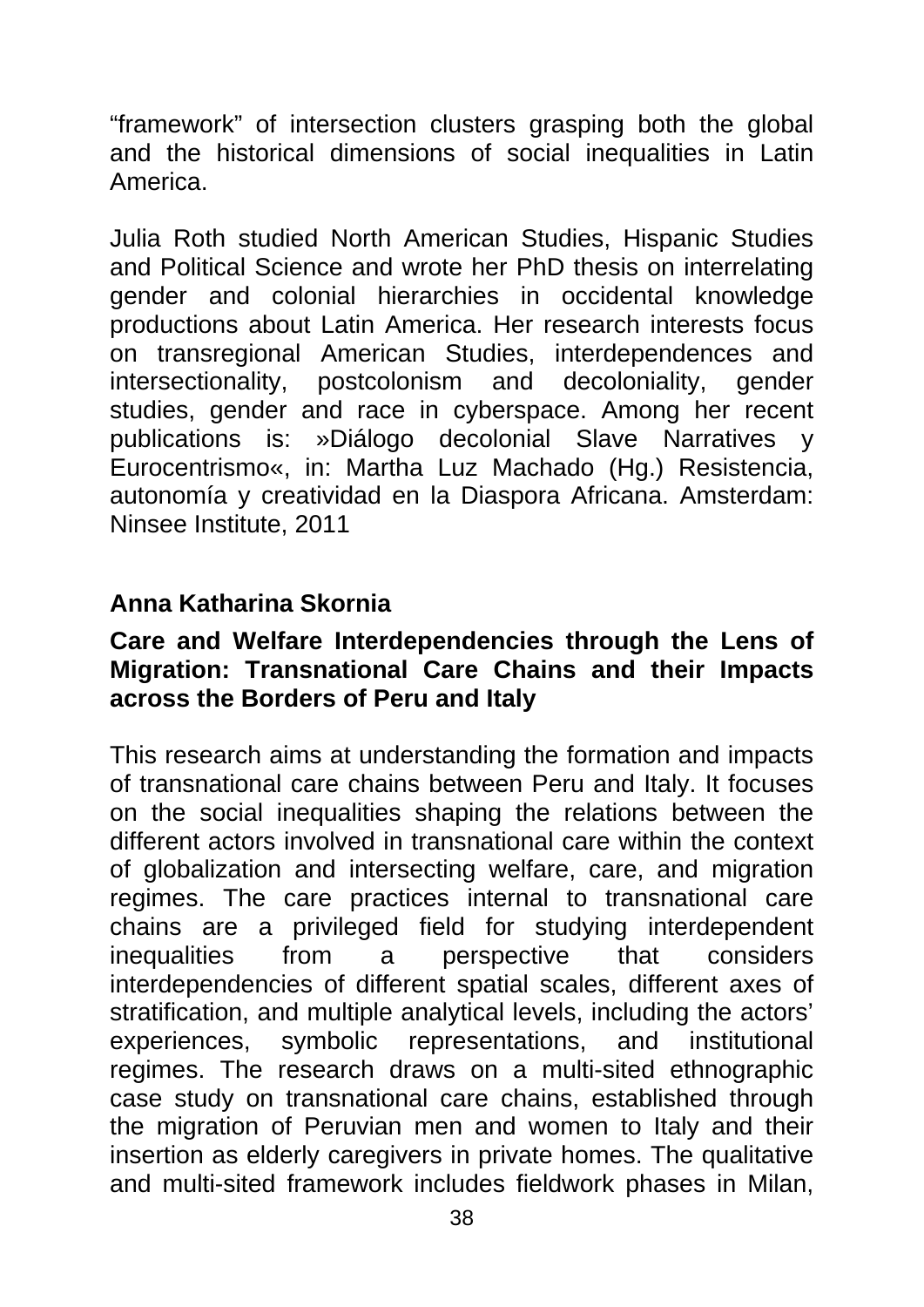“framework” of intersection clusters grasping both the global and the historical dimensions of social inequalities in Latin America.

Julia Roth studied North American Studies, Hispanic Studies and Political Science and wrote her PhD thesis on interrelating gender and colonial hierarchies in occidental knowledge productions about Latin America. Her research interests focus on transregional American Studies, interdependences and intersectionality, postcolonism and decoloniality, gender studies, gender and race in cyberspace. Among her recent publications is: »Diálogo decolonial Slave Narratives y Eurocentrismo«, in: Martha Luz Machado (Hg.) Resistencia, autonomía y creatividad en la Diaspora Africana. Amsterdam: Ninsee Institute, 2011

**Anna Katharina Skornia**

**Care and Welfare Interdependencies through the Lens of Migration: Transnational Care Chains and their Impacts across the Borders of Peru and Italy**

This research aims at understanding the formation and impacts of transnational care chains between Peru and Italy. It focuses on the social inequalities shaping the relations between the different actors involved in transnational care within the context of globalization and intersecting welfare, care, and migration regimes. The care practices internal to transnational care chains are a privileged field for studying interdependent inequalities from a perspective that considers interdependencies of different spatial scales, different axes of stratification, and multiple analytical levels, including the actors’ experiences, symbolic representations, and institutional regimes. The research draws on a multi-sited ethnographic case study on transnational care chains, established through the migration of Peruvian men and women to Italy and their insertion as elderly caregivers in private homes. The qualitative and multi-sited framework includes fieldwork phases in Milan,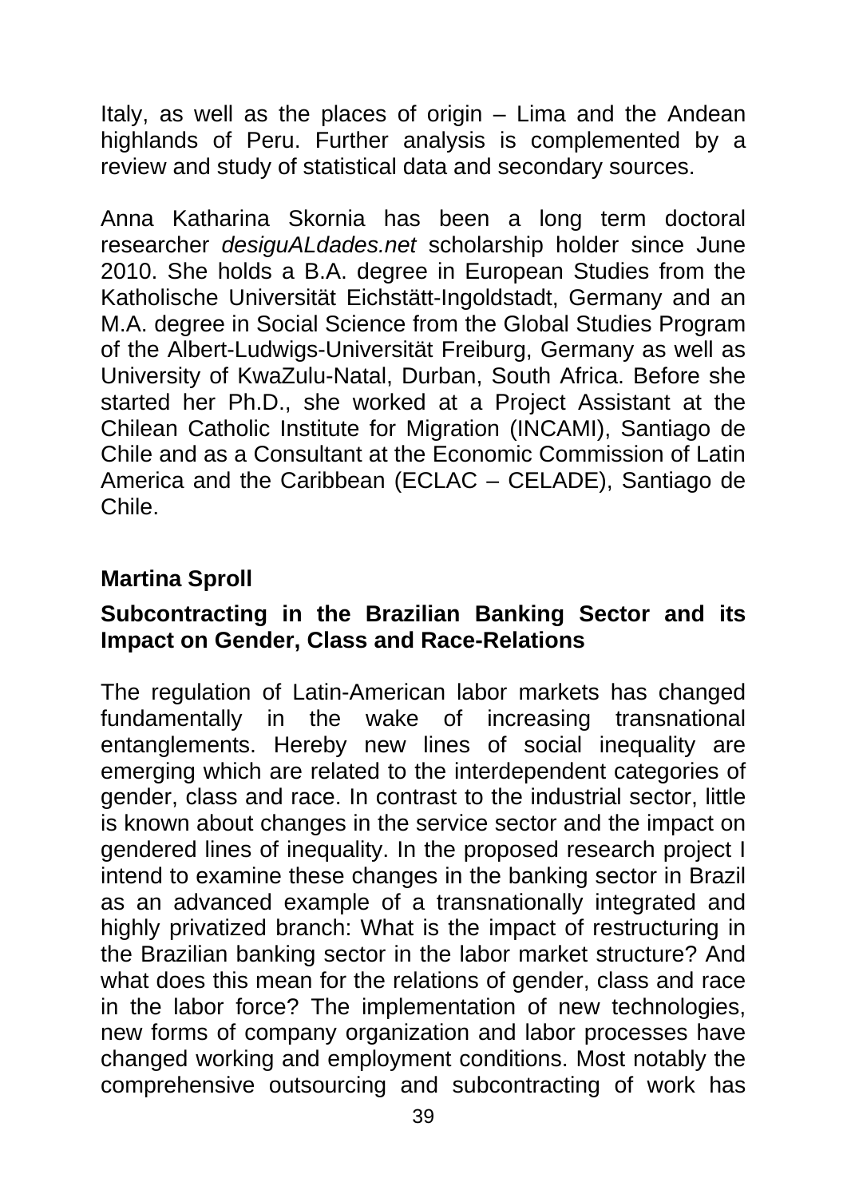Italy, as well as the places of origin – Lima and the Andean highlands of Peru. Further analysis is complemented by a review and study of statistical data and secondary sources.

Anna Katharina Skornia has been a long term doctoral researcher *desiguALdades.net* scholarship holder since June 2010. She holds a B.A. degree in European Studies from the Katholische Universität Eichstätt-Ingoldstadt, Germany and an M.A. degree in Social Science from the Global Studies Program of the Albert-Ludwigs-Universität Freiburg, Germany as well as University of KwaZulu-Natal, Durban, South Africa. Before she started her Ph.D., she worked at a Project Assistant at the Chilean Catholic Institute for Migration (INCAMI), Santiago de Chile and as a Consultant at the Economic Commission of Latin America and the Caribbean (ECLAC – CELADE), Santiago de Chile.

**Martina Sproll**

**Subcontracting in the Brazilian Banking Sector and its Impact on Gender, Class and Race-Relations**

The regulation of Latin-American labor markets has changed fundamentally in the wake of increasing transnational entanglements. Hereby new lines of social inequality are emerging which are related to the interdependent categories of gender, class and race. In contrast to the industrial sector, little is known about changes in the service sector and the impact on gendered lines of inequality. In the proposed research project I intend to examine these changes in the banking sector in Brazil as an advanced example of a transnationally integrated and highly privatized branch: What is the impact of restructuring in the Brazilian banking sector in the labor market structure? And what does this mean for the relations of gender, class and race in the labor force? The implementation of new technologies, new forms of company organization and labor processes have changed working and employment conditions. Most notably the comprehensive outsourcing and subcontracting of work has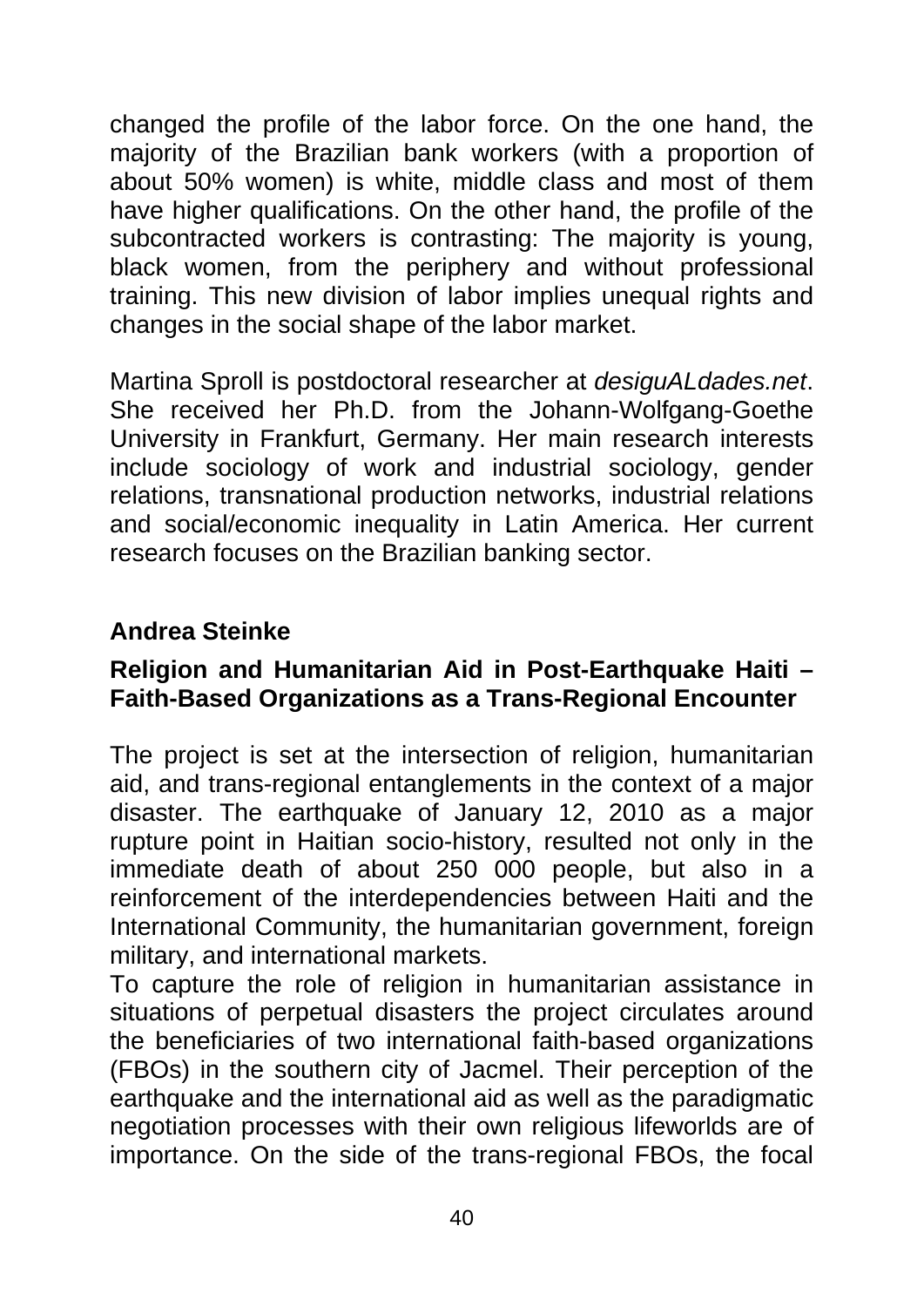changed the profile of the labor force. On the one hand, the majority of the Brazilian bank workers (with a proportion of about 50% women) is white, middle class and most of them have higher qualifications. On the other hand, the profile of the subcontracted workers is contrasting: The majority is young, black women, from the periphery and without professional training. This new division of labor implies unequal rights and changes in the social shape of the labor market.

Martina Sproll is postdoctoral researcher at *desiguALdades.net*. She received her Ph.D. from the Johann-Wolfgang-Goethe University in Frankfurt, Germany. Her main research interests include sociology of work and industrial sociology, gender relations, transnational production networks, industrial relations and social/economic inequality in Latin America. Her current research focuses on the Brazilian banking sector.

**Andrea Steinke**

**Religion and Humanitarian Aid in Post-Earthquake Haiti – Faith-Based Organizations as a Trans-Regional Encounter**

The project is set at the intersection of religion, humanitarian aid, and trans-regional entanglements in the context of a major disaster. The earthquake of January 12, 2010 as a major rupture point in Haitian socio-history, resulted not only in the immediate death of about 250 000 people, but also in a reinforcement of the interdependencies between Haiti and the International Community, the humanitarian government, foreign military, and international markets.
To capture the role of religion in humanitarian assistance in situations of perpetual disasters the project circulates around the beneficiaries of two international faith-based organizations (FBOs) in the southern city of Jacmel. Their perception of the earthquake and the international aid as well as the paradigmatic negotiation processes with their own religious lifeworlds are of importance. On the side of the trans-regional FBOs, the focal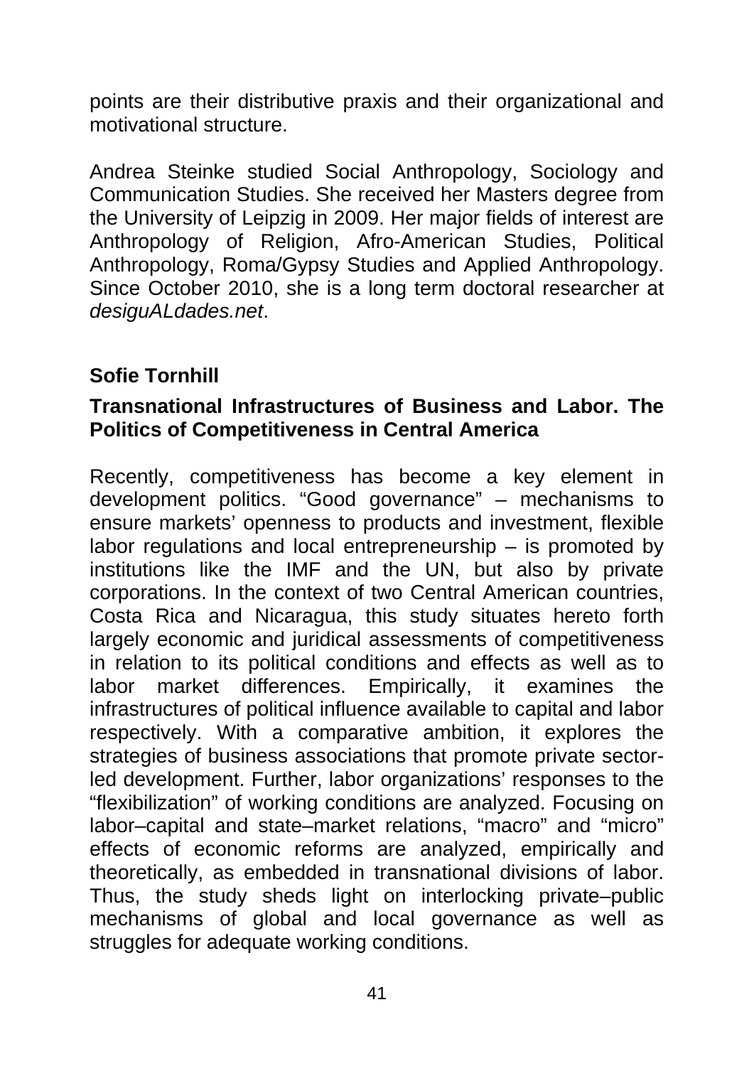points are their distributive praxis and their organizational and motivational structure.

Andrea Steinke studied Social Anthropology, Sociology and Communication Studies. She received her Masters degree from the University of Leipzig in 2009. Her major fields of interest are Anthropology of Religion, Afro-American Studies, Political Anthropology, Roma/Gypsy Studies and Applied Anthropology. Since October 2010, she is a long term doctoral researcher at *desiguALdades.net*.

**Sofie Tornhill**

**Transnational Infrastructures of Business and Labor. The Politics of Competitiveness in Central America**

Recently, competitiveness has become a key element in development politics. "Good governance" – mechanisms to ensure markets' openness to products and investment, flexible labor regulations and local entrepreneurship – is promoted by institutions like the IMF and the UN, but also by private corporations. In the context of two Central American countries, Costa Rica and Nicaragua, this study situates hereto forth largely economic and juridical assessments of competitiveness in relation to its political conditions and effects as well as to labor market differences. Empirically, it examines the infrastructures of political influence available to capital and labor respectively. With a comparative ambition, it explores the strategies of business associations that promote private sector-led development. Further, labor organizations' responses to the "flexibilization" of working conditions are analyzed. Focusing on labor–capital and state–market relations, "macro" and "micro" effects of economic reforms are analyzed, empirically and theoretically, as embedded in transnational divisions of labor. Thus, the study sheds light on interlocking private–public mechanisms of global and local governance as well as struggles for adequate working conditions.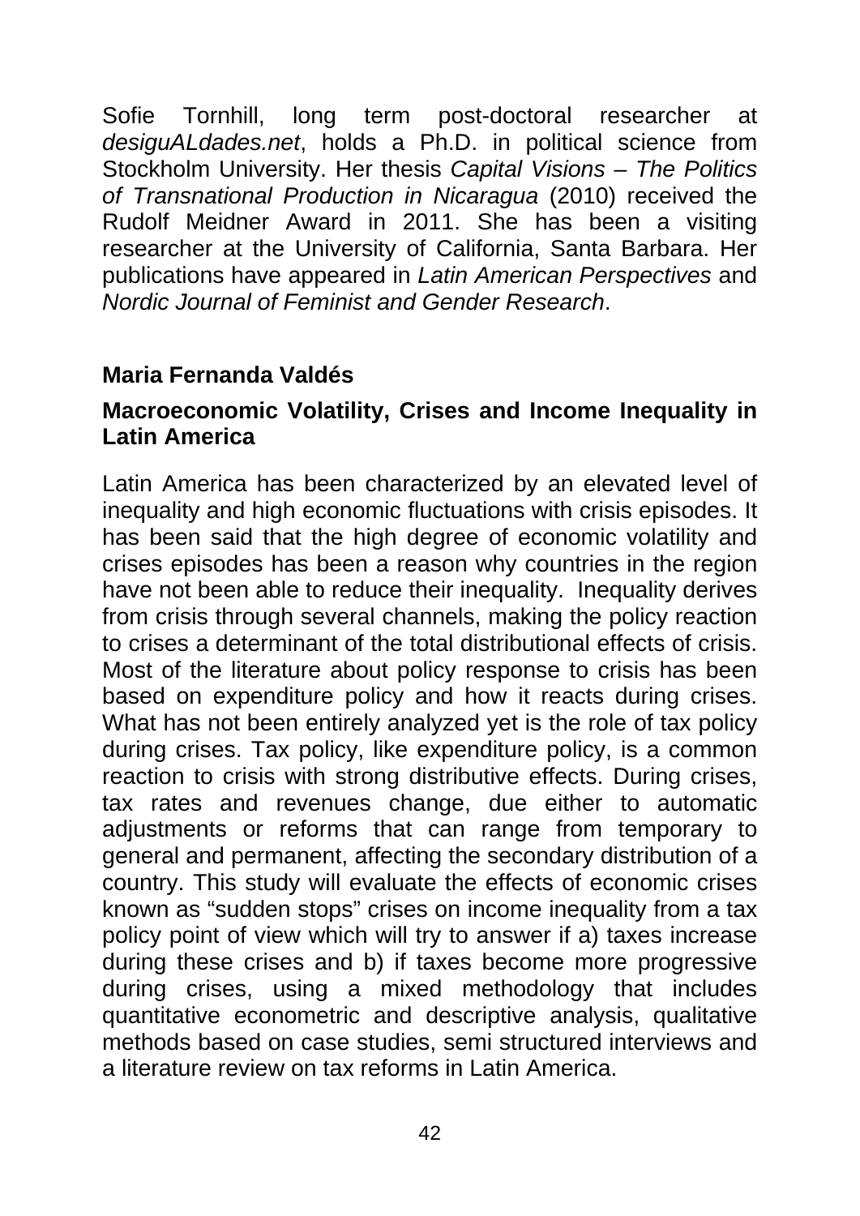Sofie Tornhill, long term post-doctoral researcher at *desiguALdades.net*, holds a Ph.D. in political science from Stockholm University. Her thesis *Capital Visions – The Politics of Transnational Production in Nicaragua* (2010) received the Rudolf Meidner Award in 2011. She has been a visiting researcher at the University of California, Santa Barbara. Her publications have appeared in *Latin American Perspectives* and *Nordic Journal of Feminist and Gender Research*.

**Maria Fernanda Valdés**

**Macroeconomic Volatility, Crises and Income Inequality in Latin America**

Latin America has been characterized by an elevated level of inequality and high economic fluctuations with crisis episodes. It has been said that the high degree of economic volatility and crises episodes has been a reason why countries in the region have not been able to reduce their inequality. Inequality derives from crisis through several channels, making the policy reaction to crises a determinant of the total distributional effects of crisis. Most of the literature about policy response to crisis has been based on expenditure policy and how it reacts during crises. What has not been entirely analyzed yet is the role of tax policy during crises. Tax policy, like expenditure policy, is a common reaction to crisis with strong distributive effects. During crises, tax rates and revenues change, due either to automatic adjustments or reforms that can range from temporary to general and permanent, affecting the secondary distribution of a country. This study will evaluate the effects of economic crises known as “sudden stops” crises on income inequality from a tax policy point of view which will try to answer if a) taxes increase during these crises and b) if taxes become more progressive during crises, using a mixed methodology that includes quantitative econometric and descriptive analysis, qualitative methods based on case studies, semi structured interviews and a literature review on tax reforms in Latin America.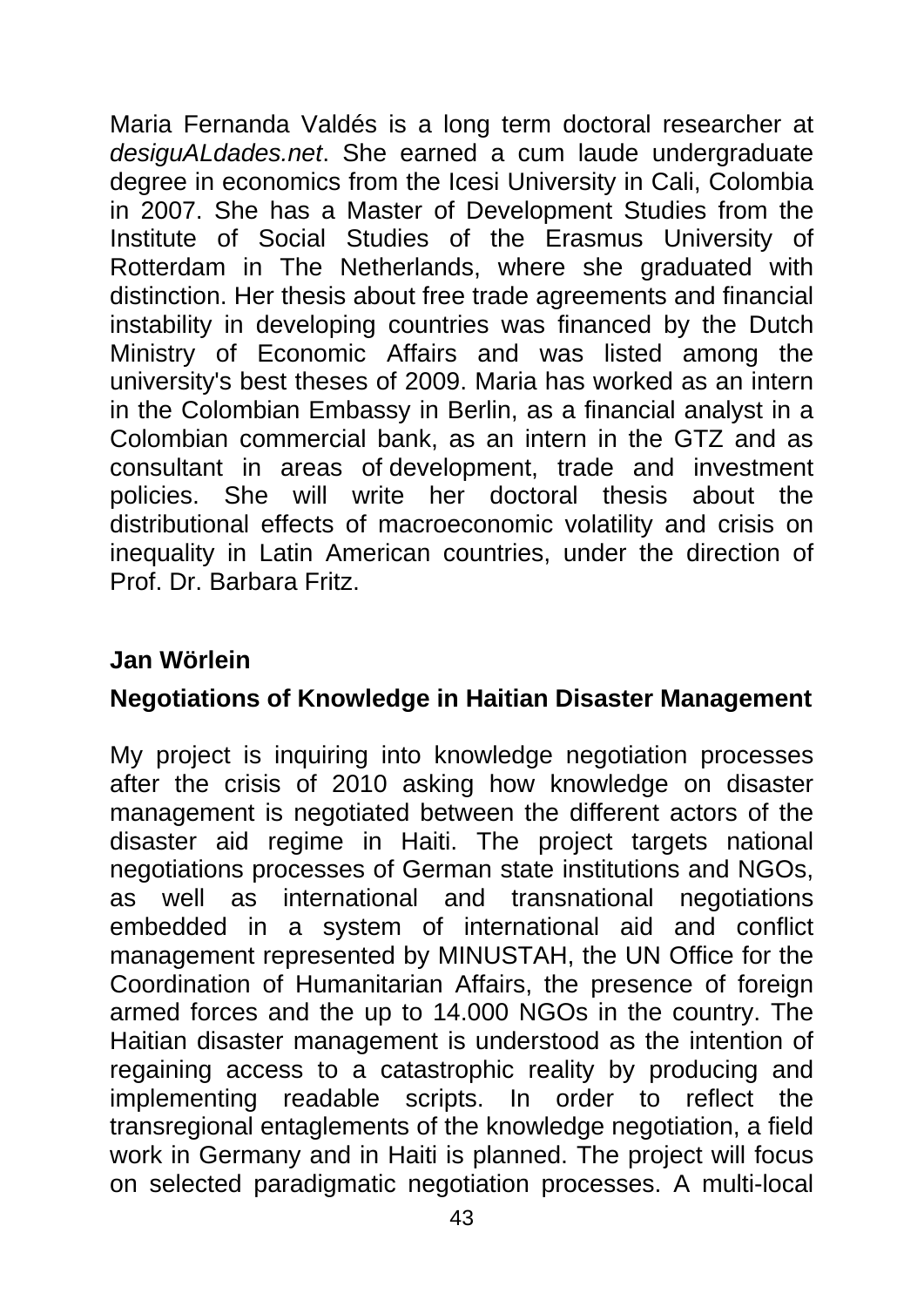Maria Fernanda Valdés is a long term doctoral researcher at *desiguALdades.net*. She earned a cum laude undergraduate degree in economics from the Icesi University in Cali, Colombia in 2007. She has a Master of Development Studies from the Institute of Social Studies of the Erasmus University of Rotterdam in The Netherlands, where she graduated with distinction. Her thesis about free trade agreements and financial instability in developing countries was financed by the Dutch Ministry of Economic Affairs and was listed among the university's best theses of 2009. Maria has worked as an intern in the Colombian Embassy in Berlin, as a financial analyst in a Colombian commercial bank, as an intern in the GTZ and as consultant in areas of development, trade and investment policies. She will write her doctoral thesis about the distributional effects of macroeconomic volatility and crisis on inequality in Latin American countries, under the direction of Prof. Dr. Barbara Fritz.

**Jan Wörlein**

**Negotiations of Knowledge in Haitian Disaster Management**

My project is inquiring into knowledge negotiation processes after the crisis of 2010 asking how knowledge on disaster management is negotiated between the different actors of the disaster aid regime in Haiti. The project targets national negotiations processes of German state institutions and NGOs, as well as international and transnational negotiations embedded in a system of international aid and conflict management represented by MINUSTAH, the UN Office for the Coordination of Humanitarian Affairs, the presence of foreign armed forces and the up to 14.000 NGOs in the country. The Haitian disaster management is understood as the intention of regaining access to a catastrophic reality by producing and implementing readable scripts. In order to reflect the transregional entaglements of the knowledge negotiation, a field work in Germany and in Haiti is planned. The project will focus on selected paradigmatic negotiation processes. A multi-local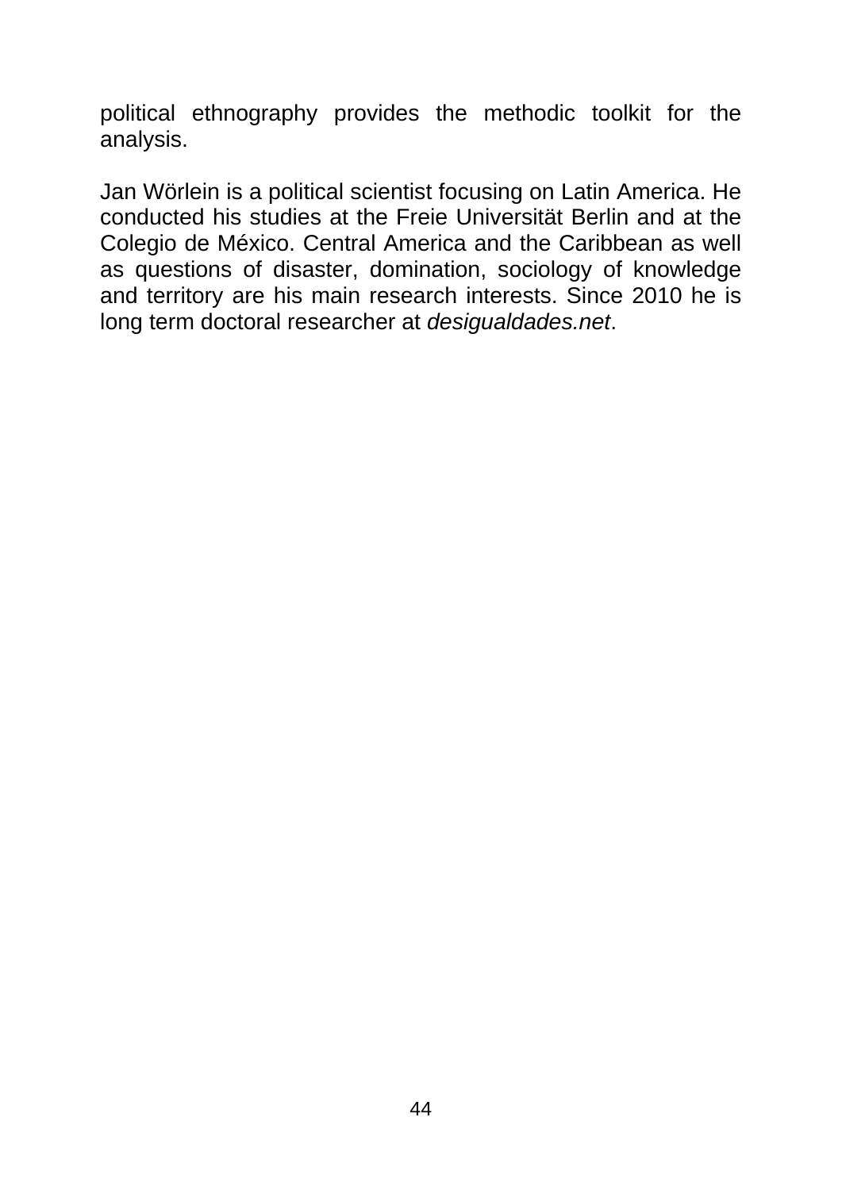political ethnography provides the methodic toolkit for the analysis.

Jan Wörlein is a political scientist focusing on Latin America. He conducted his studies at the Freie Universität Berlin and at the Colegio de México. Central America and the Caribbean as well as questions of disaster, domination, sociology of knowledge and territory are his main research interests. Since 2010 he is long term doctoral researcher at *desigualdades.net*.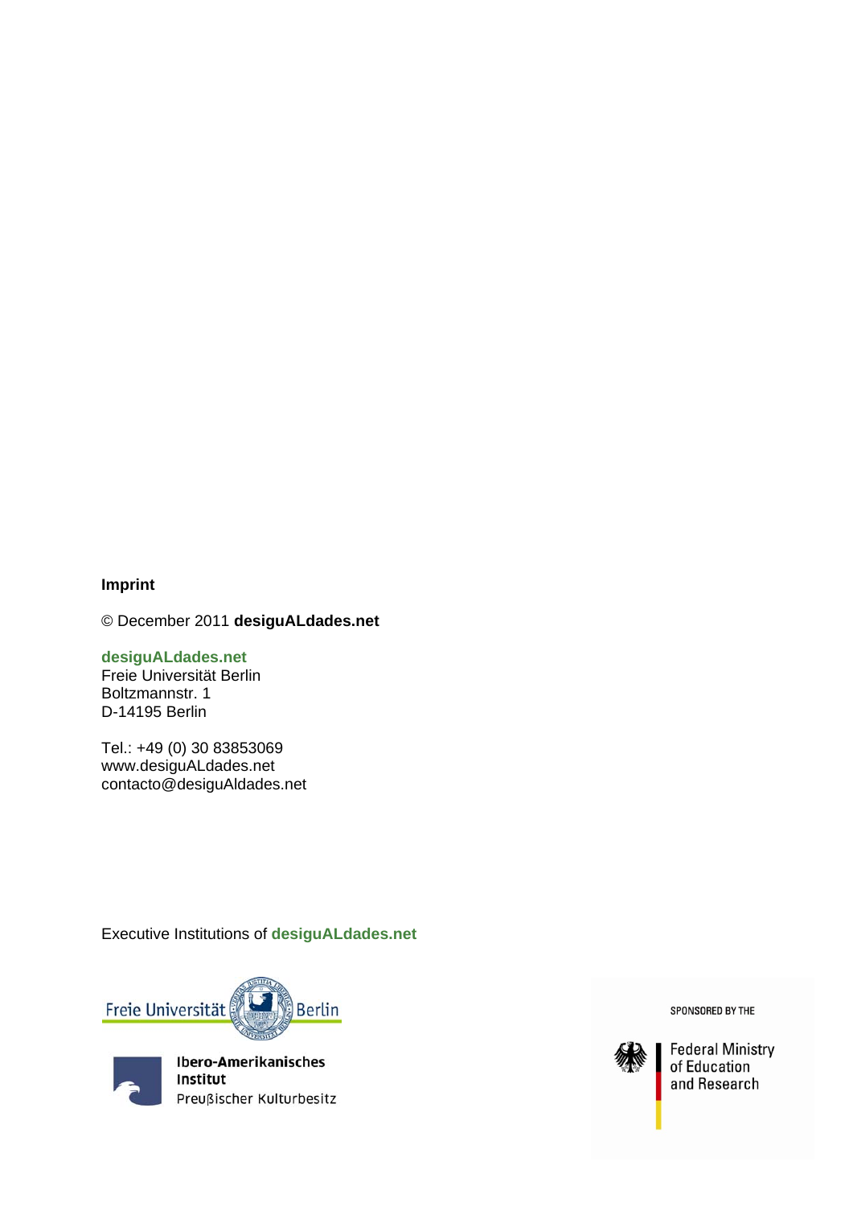**Imprint**

© December 2011 **desiguALdades.net**

**desiguALdades.net**
Freie Universität Berlin
Boltzmannstr. 1
D-14195 Berlin

Tel.: +49 (0) 30 83853069
www.desiguALdades.net
contacto@desiguAldades.net

Executive Institutions of **desiguALdades.net**

Freie Universität Berlin

Ibero-Amerikanisches Institut
Preußischer Kulturbesitz

SPONSORED BY THE

Federal Ministry of Education and Research